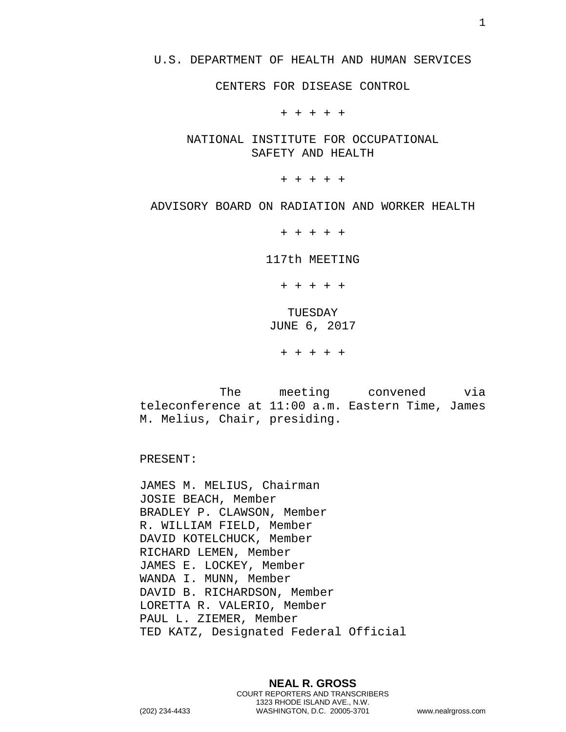U.S. DEPARTMENT OF HEALTH AND HUMAN SERVICES

CENTERS FOR DISEASE CONTROL

+ + + + +

NATIONAL INSTITUTE FOR OCCUPATIONAL SAFETY AND HEALTH

+ + + + +

ADVISORY BOARD ON RADIATION AND WORKER HEALTH

+ + + + +

117th MEETING

+ + + + +

TUESDAY
JUNE 6, 2017

+ + + + +

The meeting convened via teleconference at 11:00 a.m. Eastern Time, James M. Melius, Chair, presiding.

PRESENT:

JAMES M. MELIUS, Chairman
JOSIE BEACH, Member
BRADLEY P. CLAWSON, Member
R. WILLIAM FIELD, Member
DAVID KOTELCHUCK, Member
RICHARD LEMEN, Member
JAMES E. LOCKEY, Member
WANDA I. MUNN, Member
DAVID B. RICHARDSON, Member
LORETTA R. VALERIO, Member
PAUL L. ZIEMER, Member
TED KATZ, Designated Federal Official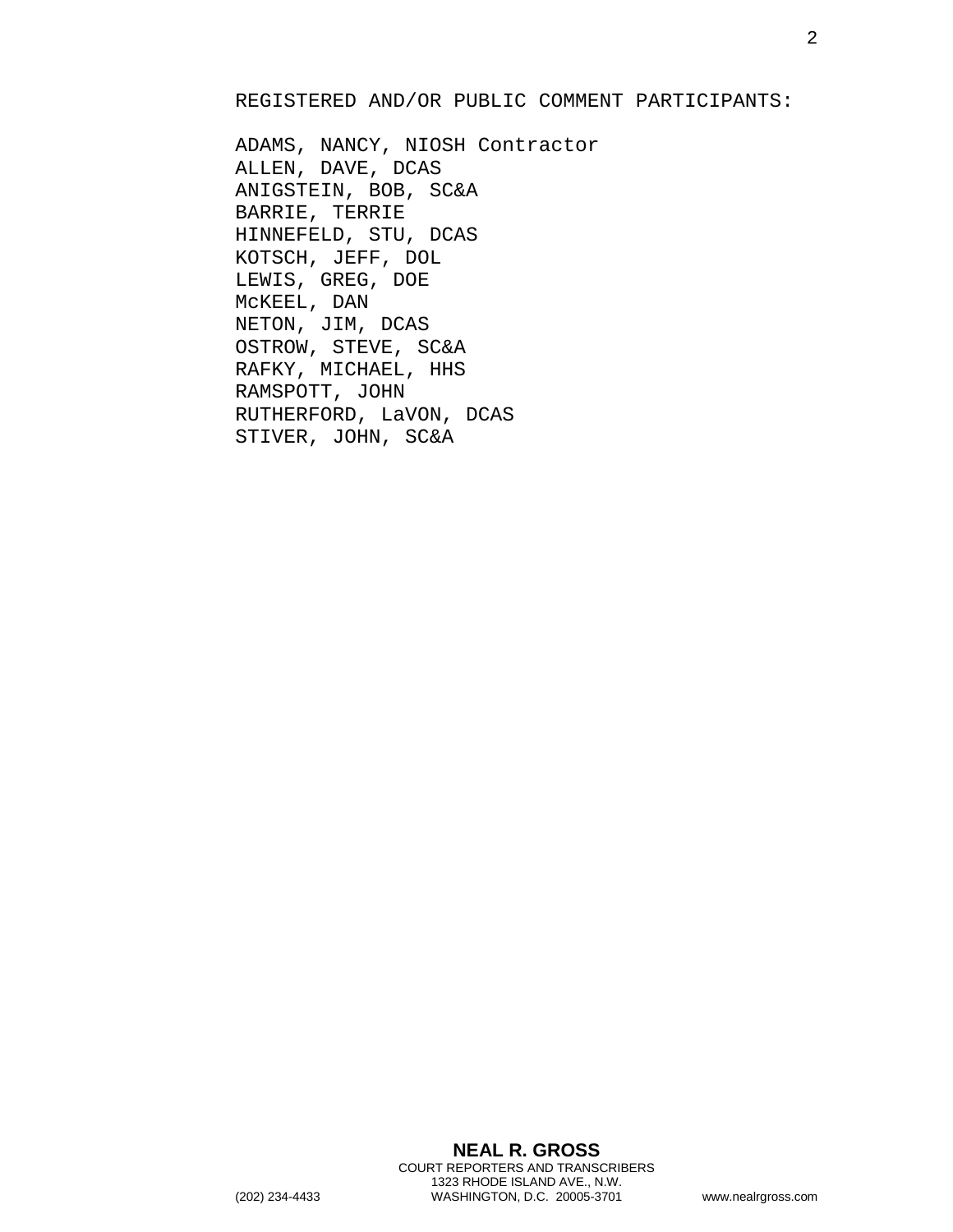REGISTERED AND/OR PUBLIC COMMENT PARTICIPANTS:

ADAMS, NANCY, NIOSH Contractor
ALLEN, DAVE, DCAS
ANIGSTEIN, BOB, SC&A
BARRIE, TERRIE
HINNEFELD, STU, DCAS
KOTSCH, JEFF, DOL
LEWIS, GREG, DOE
McKEEL, DAN
NETON, JIM, DCAS
OSTROW, STEVE, SC&A
RAFKY, MICHAEL, HHS
RAMSPOTT, JOHN
RUTHERFORD, LaVON, DCAS
STIVER, JOHN, SC&A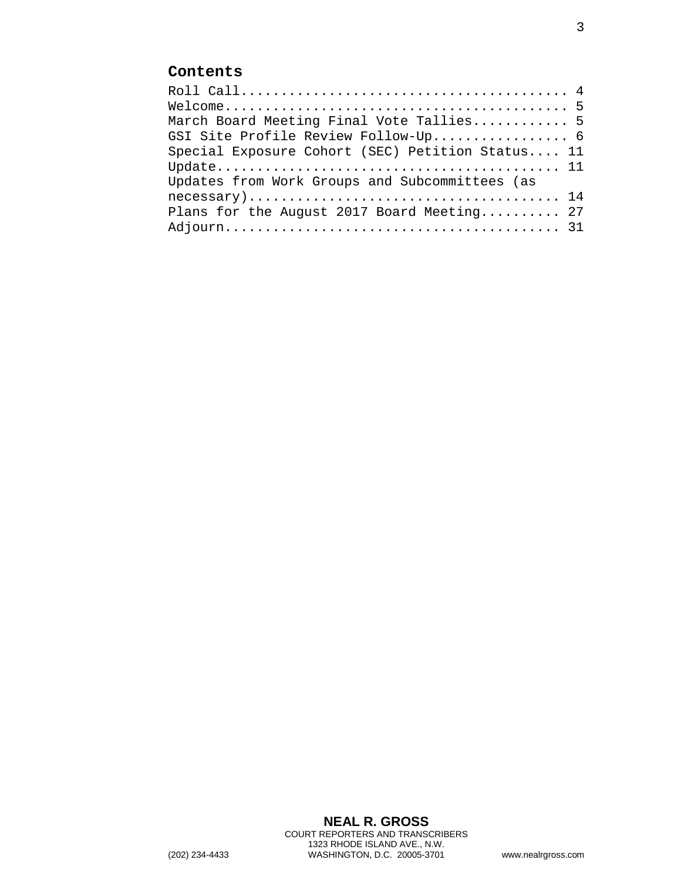## Contents

Roll Call........................................ 4
Welcome.......................................... 5
March Board Meeting Final Vote Tallies............ 5
GSI Site Profile Review Follow-Up................. 6
Special Exposure Cohort (SEC) Petition Status.... 11
Update........................................... 11
Updates from Work Groups and Subcommittees (as necessary)..................................... 14
Plans for the August 2017 Board Meeting.......... 27
Adjourn.......................................... 31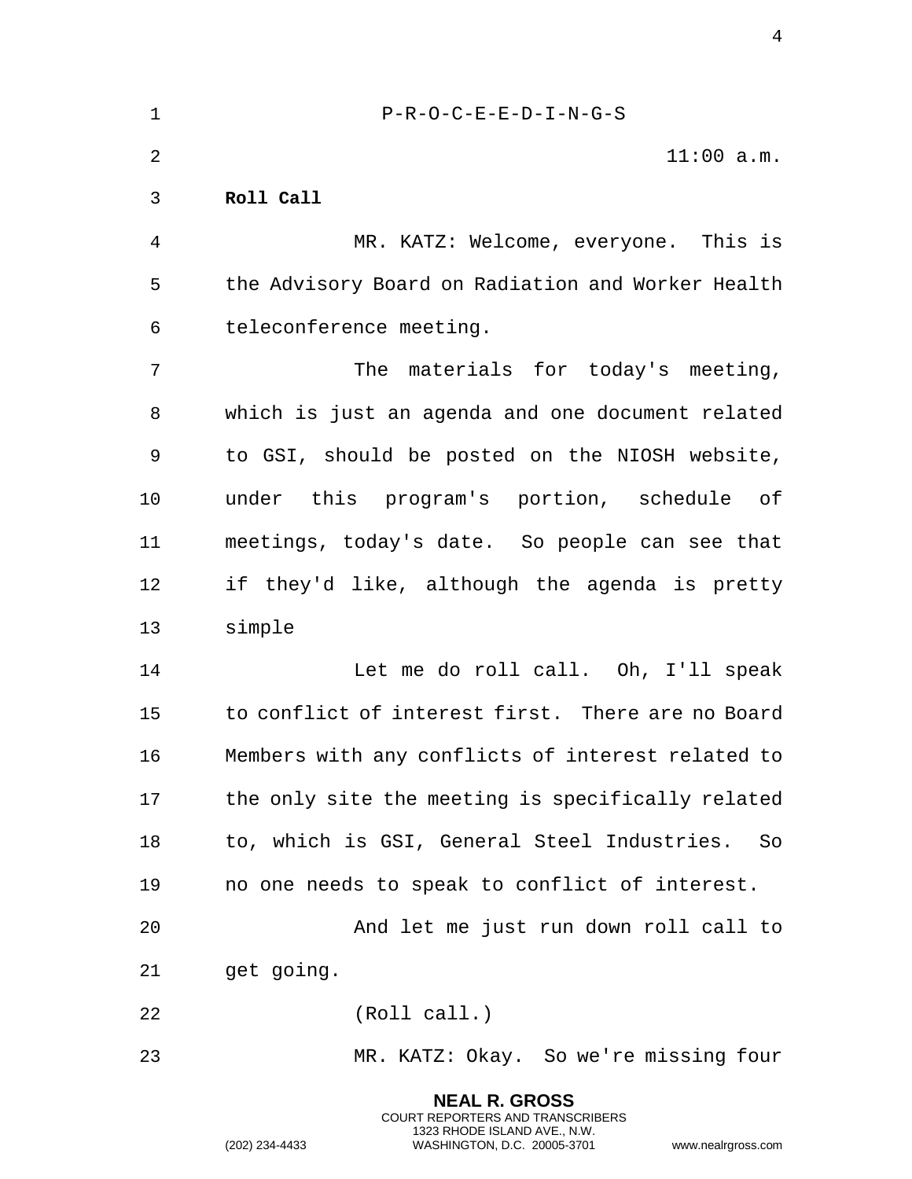P-R-O-C-E-E-D-I-N-G-S

11:00 a.m.

**Roll Call**

MR. KATZ: Welcome, everyone. This is the Advisory Board on Radiation and Worker Health teleconference meeting.

The materials for today's meeting, which is just an agenda and one document related to GSI, should be posted on the NIOSH website, under this program's portion, schedule of meetings, today's date. So people can see that if they'd like, although the agenda is pretty simple

Let me do roll call. Oh, I'll speak to conflict of interest first. There are no Board Members with any conflicts of interest related to the only site the meeting is specifically related to, which is GSI, General Steel Industries. So no one needs to speak to conflict of interest.

And let me just run down roll call to get going.

(Roll call.)

MR. KATZ: Okay. So we're missing four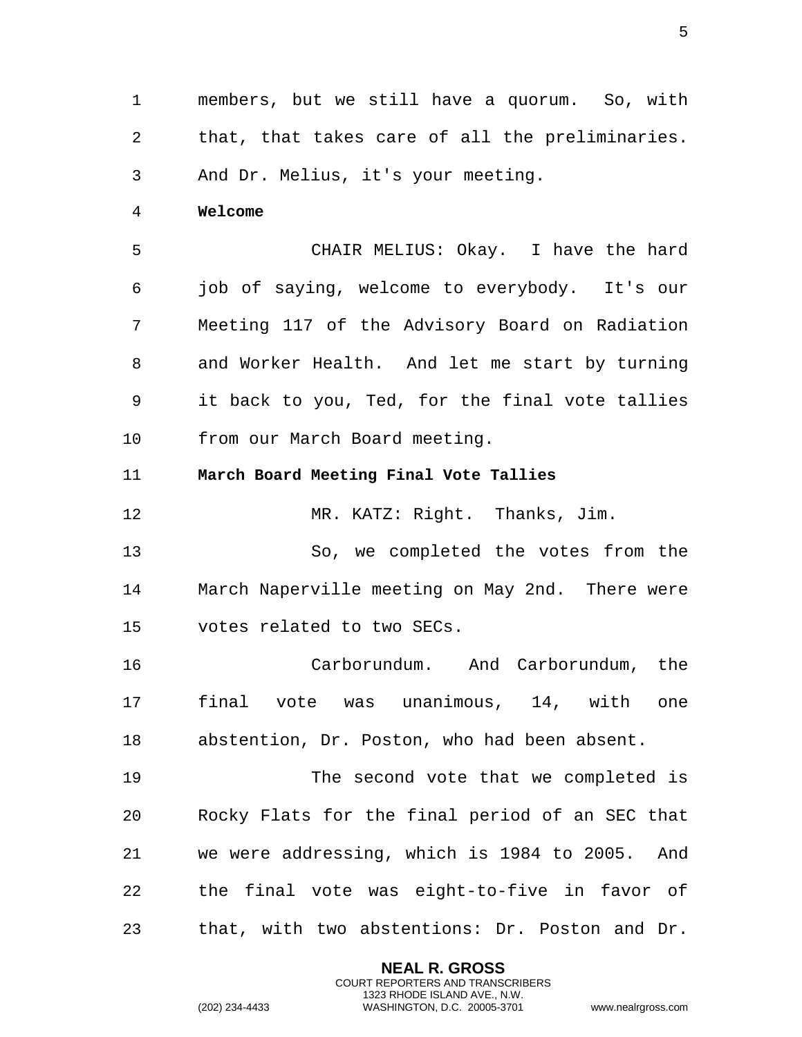members, but we still have a quorum. So, with that, that takes care of all the preliminaries. And Dr. Melius, it's your meeting.

**Welcome**

CHAIR MELIUS: Okay. I have the hard job of saying, welcome to everybody. It's our Meeting 117 of the Advisory Board on Radiation and Worker Health. And let me start by turning it back to you, Ted, for the final vote tallies from our March Board meeting.

**March Board Meeting Final Vote Tallies**

MR. KATZ: Right. Thanks, Jim.

So, we completed the votes from the March Naperville meeting on May 2nd. There were votes related to two SECs.

Carborundum. And Carborundum, the final vote was unanimous, 14, with one abstention, Dr. Poston, who had been absent.

The second vote that we completed is Rocky Flats for the final period of an SEC that we were addressing, which is 1984 to 2005. And the final vote was eight-to-five in favor of that, with two abstentions: Dr. Poston and Dr.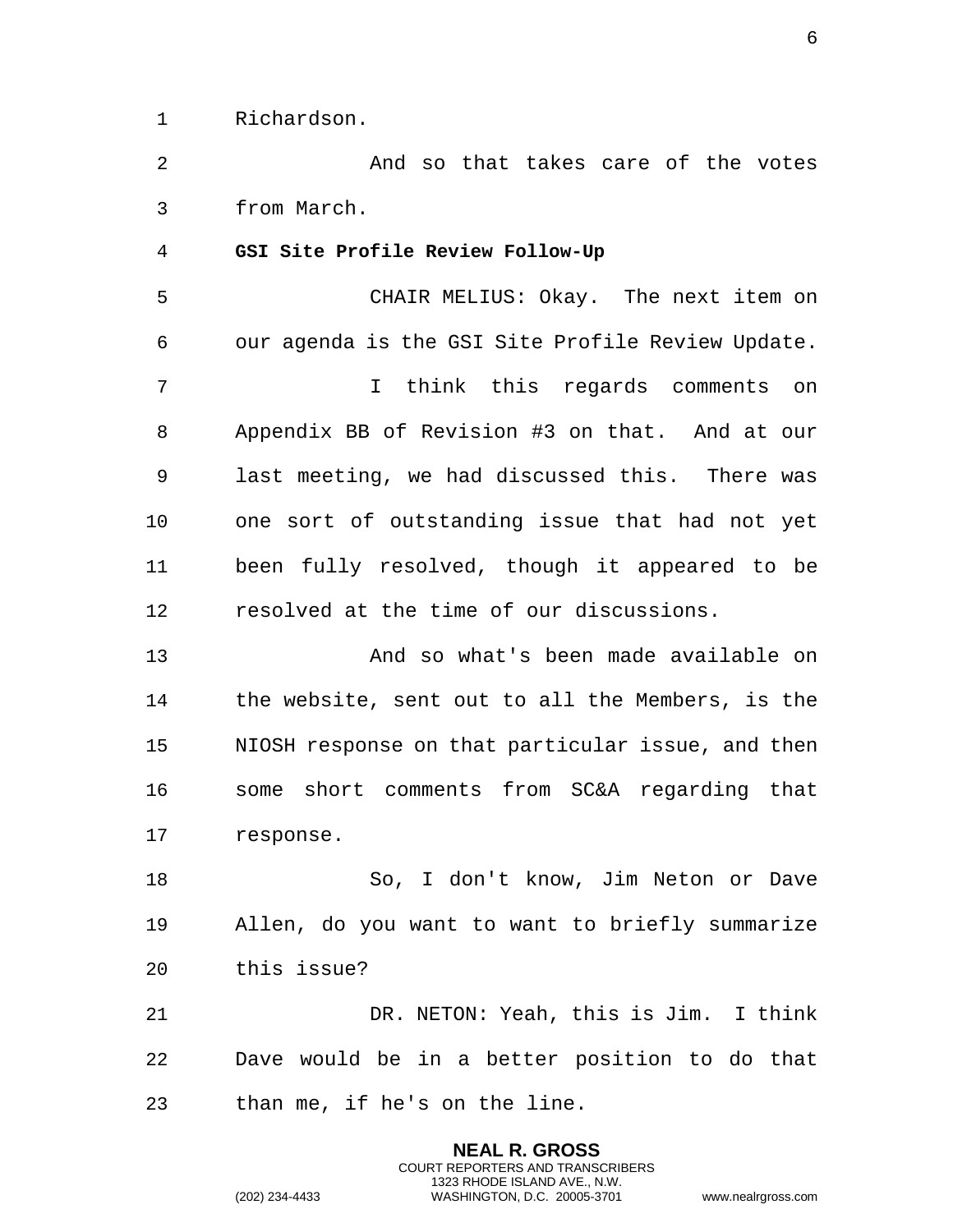Richardson.

And so that takes care of the votes from March.

**GSI Site Profile Review Follow-Up**

CHAIR MELIUS: Okay. The next item on our agenda is the GSI Site Profile Review Update.

I think this regards comments on Appendix BB of Revision #3 on that. And at our last meeting, we had discussed this. There was one sort of outstanding issue that had not yet been fully resolved, though it appeared to be resolved at the time of our discussions.

And so what's been made available on the website, sent out to all the Members, is the NIOSH response on that particular issue, and then some short comments from SC&A regarding that response.

So, I don't know, Jim Neton or Dave Allen, do you want to want to briefly summarize this issue?

DR. NETON: Yeah, this is Jim. I think Dave would be in a better position to do that than me, if he's on the line.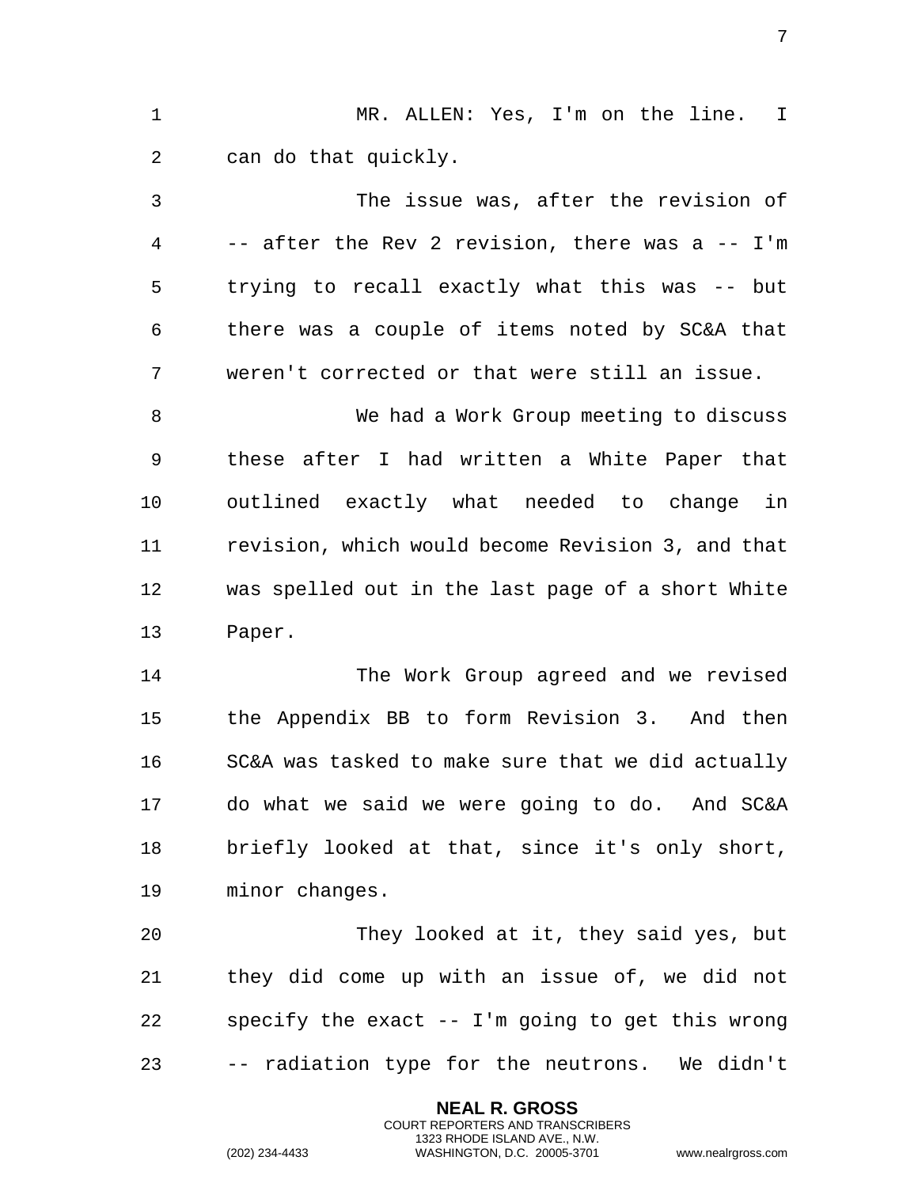MR. ALLEN: Yes, I'm on the line. I can do that quickly.

The issue was, after the revision of -- after the Rev 2 revision, there was a -- I'm trying to recall exactly what this was -- but there was a couple of items noted by SC&A that weren't corrected or that were still an issue.

We had a Work Group meeting to discuss these after I had written a White Paper that outlined exactly what needed to change in revision, which would become Revision 3, and that was spelled out in the last page of a short White Paper.

The Work Group agreed and we revised the Appendix BB to form Revision 3. And then SC&A was tasked to make sure that we did actually do what we said we were going to do. And SC&A briefly looked at that, since it's only short, minor changes.

They looked at it, they said yes, but they did come up with an issue of, we did not specify the exact -- I'm going to get this wrong -- radiation type for the neutrons. We didn't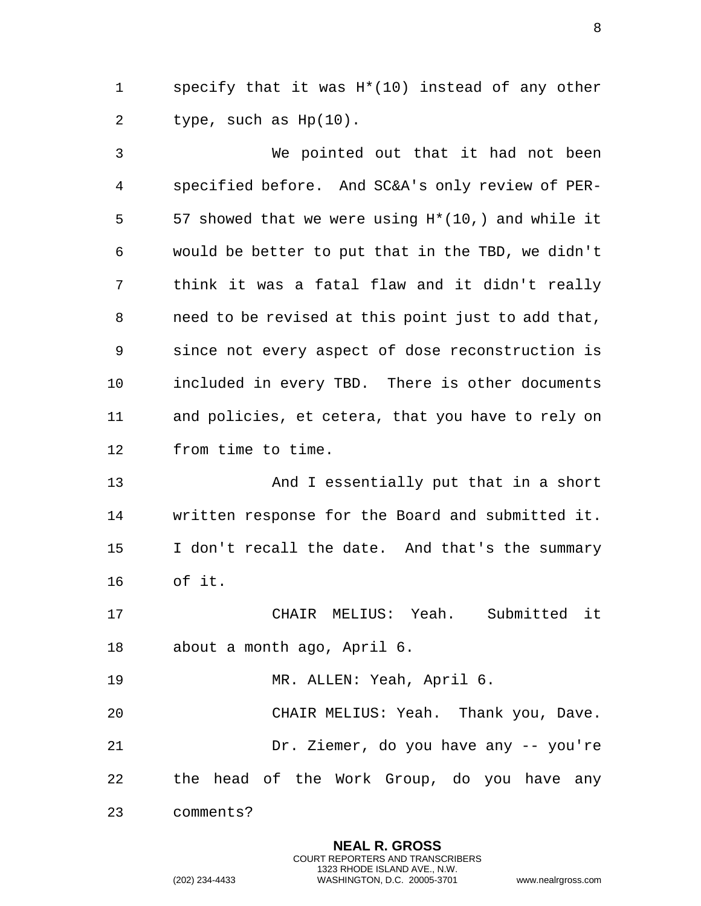specify that it was H*(10) instead of any other type, such as Hp(10).

We pointed out that it had not been specified before. And SC&A's only review of PER-57 showed that we were using H*(10,) and while it would be better to put that in the TBD, we didn't think it was a fatal flaw and it didn't really need to be revised at this point just to add that, since not every aspect of dose reconstruction is included in every TBD. There is other documents and policies, et cetera, that you have to rely on from time to time.

And I essentially put that in a short written response for the Board and submitted it. I don't recall the date. And that's the summary of it.

CHAIR MELIUS: Yeah. Submitted it about a month ago, April 6.

MR. ALLEN: Yeah, April 6.

CHAIR MELIUS: Yeah. Thank you, Dave.

Dr. Ziemer, do you have any -- you're the head of the Work Group, do you have any comments?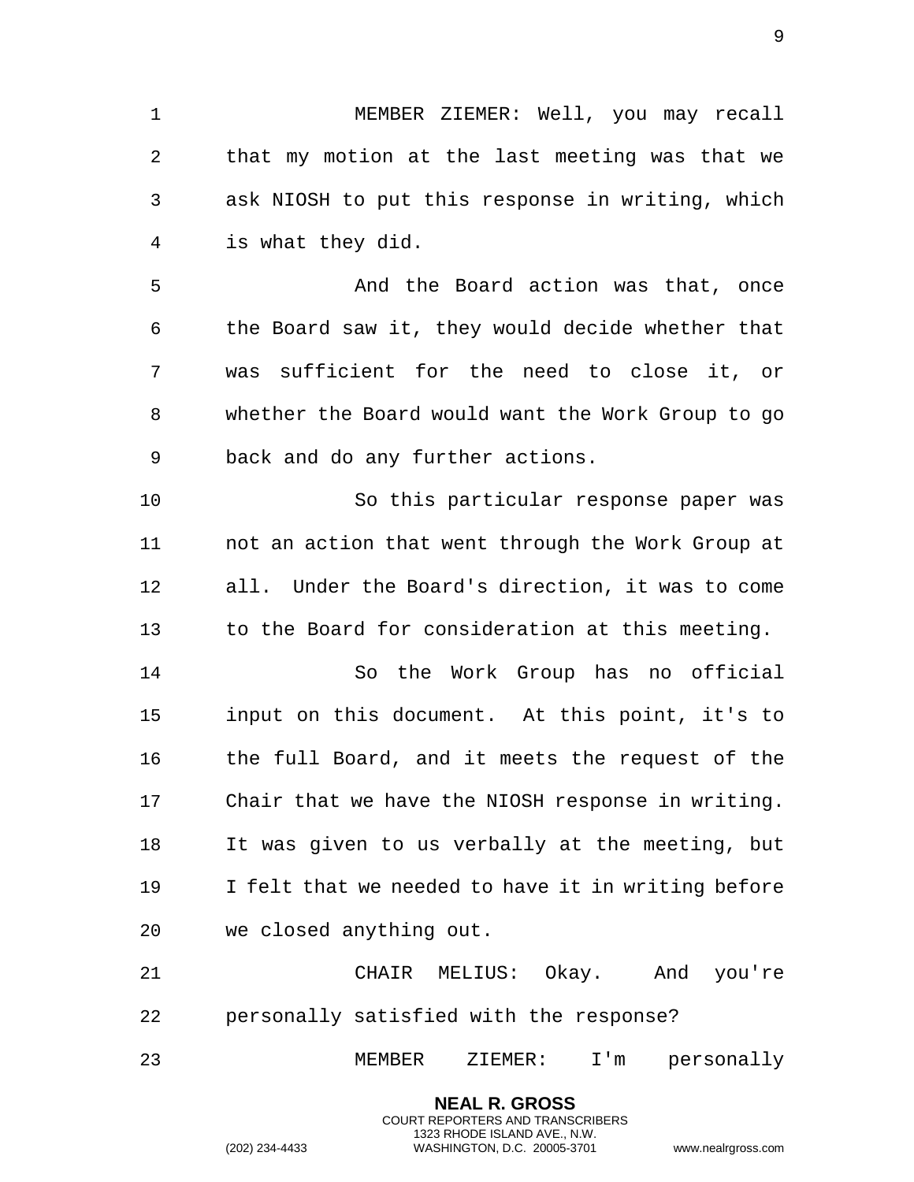MEMBER ZIEMER: Well, you may recall that my motion at the last meeting was that we ask NIOSH to put this response in writing, which is what they did.

And the Board action was that, once the Board saw it, they would decide whether that was sufficient for the need to close it, or whether the Board would want the Work Group to go back and do any further actions.

So this particular response paper was not an action that went through the Work Group at all. Under the Board's direction, it was to come to the Board for consideration at this meeting.

So the Work Group has no official input on this document. At this point, it's to the full Board, and it meets the request of the Chair that we have the NIOSH response in writing. It was given to us verbally at the meeting, but I felt that we needed to have it in writing before we closed anything out.

CHAIR MELIUS: Okay. And you're personally satisfied with the response?

MEMBER ZIEMER: I'm personally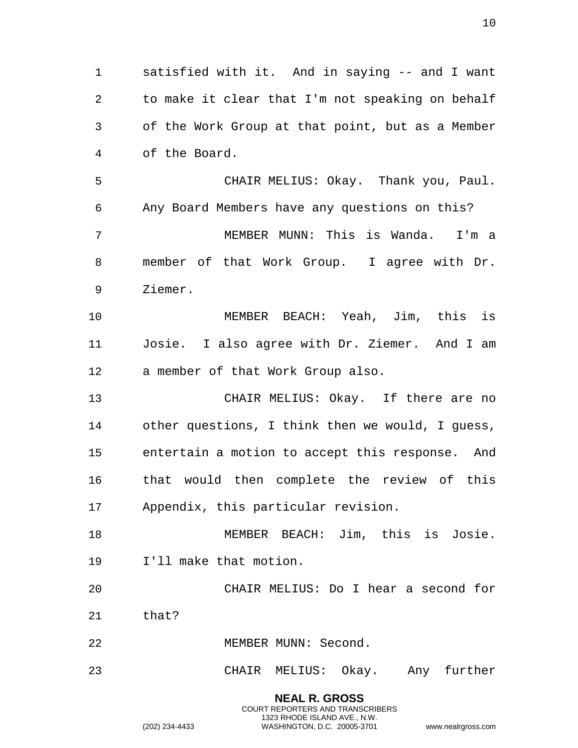satisfied with it. And in saying -- and I want to make it clear that I'm not speaking on behalf of the Work Group at that point, but as a Member of the Board.

CHAIR MELIUS: Okay. Thank you, Paul. Any Board Members have any questions on this?

MEMBER MUNN: This is Wanda. I'm a member of that Work Group. I agree with Dr. Ziemer.

MEMBER BEACH: Yeah, Jim, this is Josie. I also agree with Dr. Ziemer. And I am a member of that Work Group also.

CHAIR MELIUS: Okay. If there are no other questions, I think then we would, I guess, entertain a motion to accept this response. And that would then complete the review of this Appendix, this particular revision.

MEMBER BEACH: Jim, this is Josie. I'll make that motion.

CHAIR MELIUS: Do I hear a second for that?

MEMBER MUNN: Second.

CHAIR MELIUS: Okay. Any further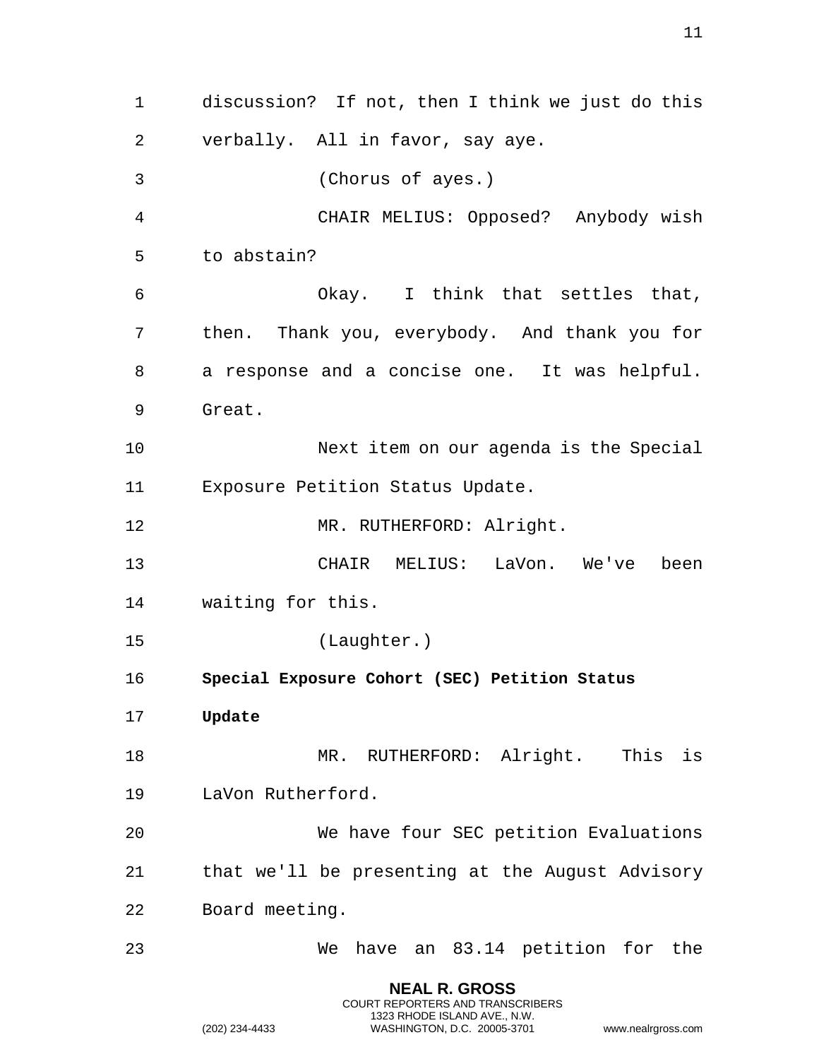discussion? If not, then I think we just do this verbally. All in favor, say aye.

(Chorus of ayes.)

CHAIR MELIUS: Opposed? Anybody wish to abstain?

Okay. I think that settles that, then. Thank you, everybody. And thank you for a response and a concise one. It was helpful. Great.

Next item on our agenda is the Special Exposure Petition Status Update.

MR. RUTHERFORD: Alright.

CHAIR MELIUS: LaVon. We've been waiting for this.

(Laughter.)

**Special Exposure Cohort (SEC) Petition Status Update**

MR. RUTHERFORD: Alright. This is LaVon Rutherford.

We have four SEC petition Evaluations that we'll be presenting at the August Advisory Board meeting.

We have an 83.14 petition for the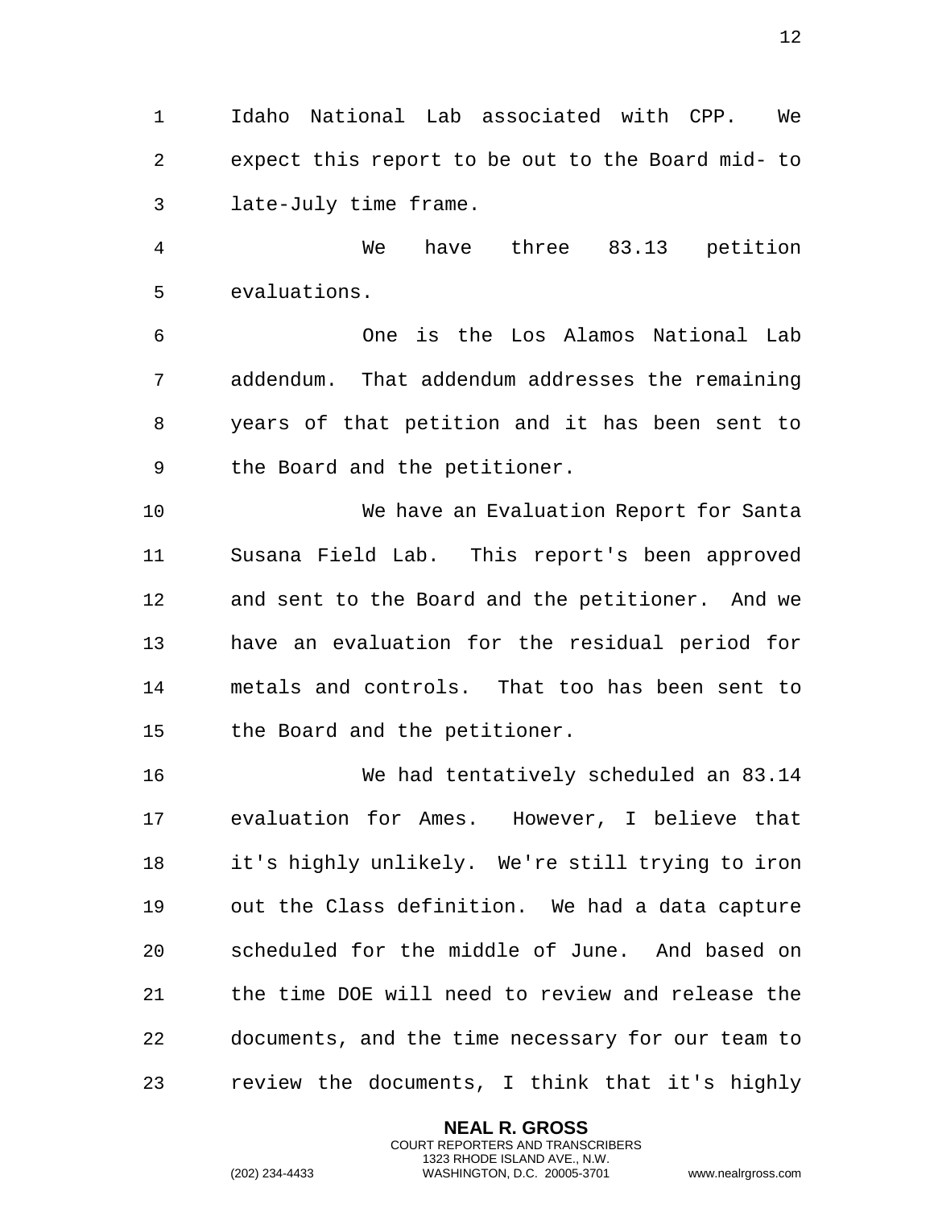Idaho National Lab associated with CPP. We expect this report to be out to the Board mid- to late-July time frame.

We have three 83.13 petition evaluations.

One is the Los Alamos National Lab addendum. That addendum addresses the remaining years of that petition and it has been sent to the Board and the petitioner.

We have an Evaluation Report for Santa Susana Field Lab. This report's been approved and sent to the Board and the petitioner. And we have an evaluation for the residual period for metals and controls. That too has been sent to the Board and the petitioner.

We had tentatively scheduled an 83.14 evaluation for Ames. However, I believe that it's highly unlikely. We're still trying to iron out the Class definition. We had a data capture scheduled for the middle of June. And based on the time DOE will need to review and release the documents, and the time necessary for our team to review the documents, I think that it's highly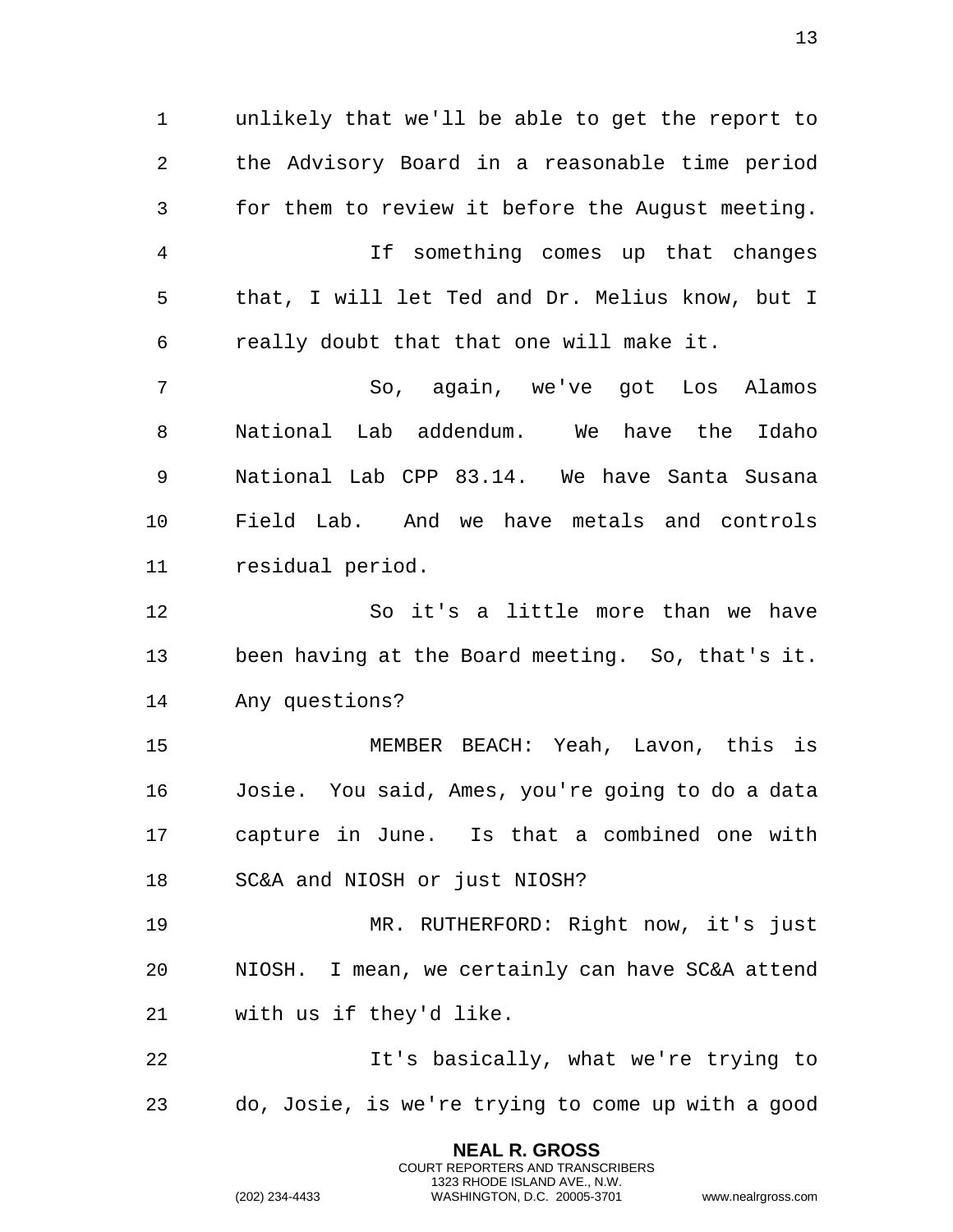unlikely that we'll be able to get the report to the Advisory Board in a reasonable time period for them to review it before the August meeting.

If something comes up that changes that, I will let Ted and Dr. Melius know, but I really doubt that that one will make it.

So, again, we've got Los Alamos National Lab addendum. We have the Idaho National Lab CPP 83.14. We have Santa Susana Field Lab. And we have metals and controls residual period.

So it's a little more than we have been having at the Board meeting. So, that's it. Any questions?

MEMBER BEACH: Yeah, Lavon, this is Josie. You said, Ames, you're going to do a data capture in June. Is that a combined one with SC&A and NIOSH or just NIOSH?

MR. RUTHERFORD: Right now, it's just NIOSH. I mean, we certainly can have SC&A attend with us if they'd like.

It's basically, what we're trying to do, Josie, is we're trying to come up with a good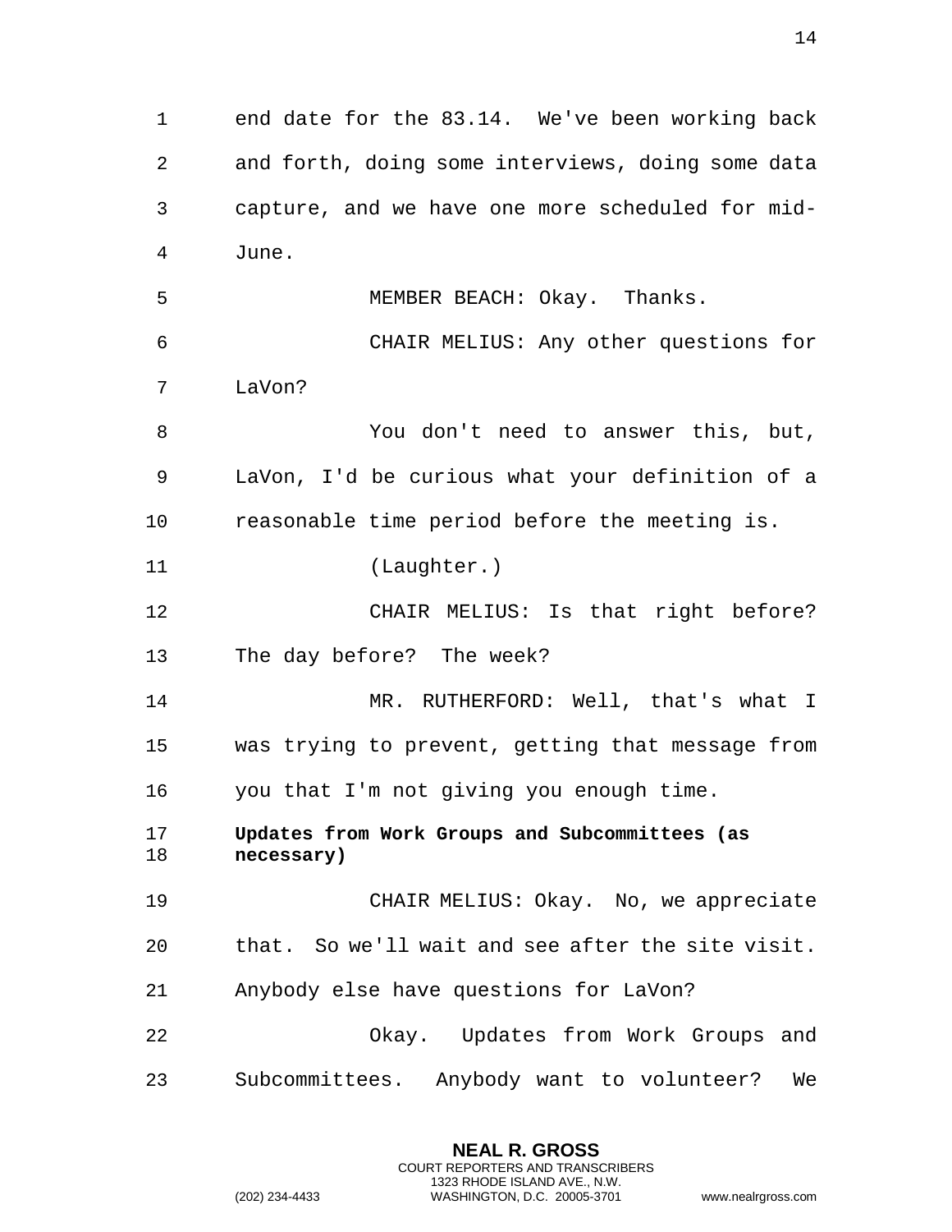end date for the 83.14. We've been working back and forth, doing some interviews, doing some data capture, and we have one more scheduled for mid-June.

MEMBER BEACH: Okay. Thanks.

CHAIR MELIUS: Any other questions for LaVon?

You don't need to answer this, but, LaVon, I'd be curious what your definition of a reasonable time period before the meeting is.

(Laughter.)

CHAIR MELIUS: Is that right before? The day before? The week?

MR. RUTHERFORD: Well, that's what I was trying to prevent, getting that message from you that I'm not giving you enough time.

**Updates from Work Groups and Subcommittees (as necessary)**

CHAIR MELIUS: Okay. No, we appreciate that. So we'll wait and see after the site visit. Anybody else have questions for LaVon?

Okay. Updates from Work Groups and Subcommittees. Anybody want to volunteer? We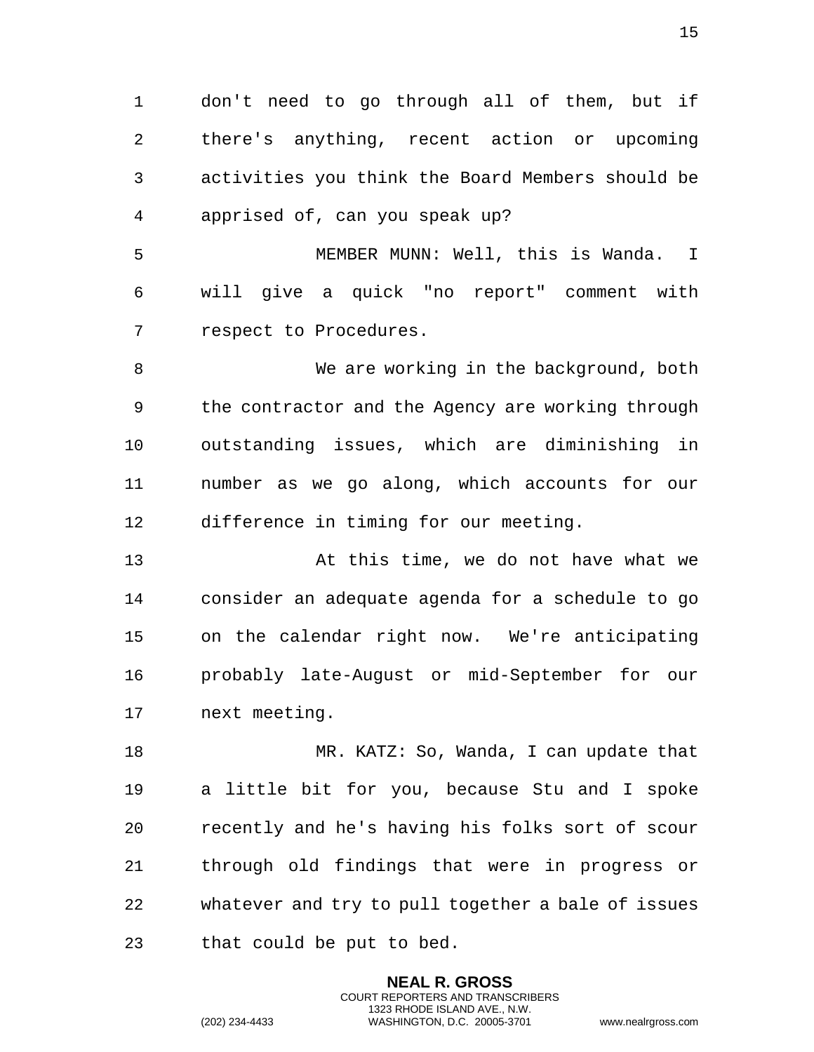don't need to go through all of them, but if there's anything, recent action or upcoming activities you think the Board Members should be apprised of, can you speak up?

MEMBER MUNN: Well, this is Wanda. I will give a quick "no report" comment with respect to Procedures.

We are working in the background, both the contractor and the Agency are working through outstanding issues, which are diminishing in number as we go along, which accounts for our difference in timing for our meeting.

At this time, we do not have what we consider an adequate agenda for a schedule to go on the calendar right now. We're anticipating probably late-August or mid-September for our next meeting.

MR. KATZ: So, Wanda, I can update that a little bit for you, because Stu and I spoke recently and he's having his folks sort of scour through old findings that were in progress or whatever and try to pull together a bale of issues that could be put to bed.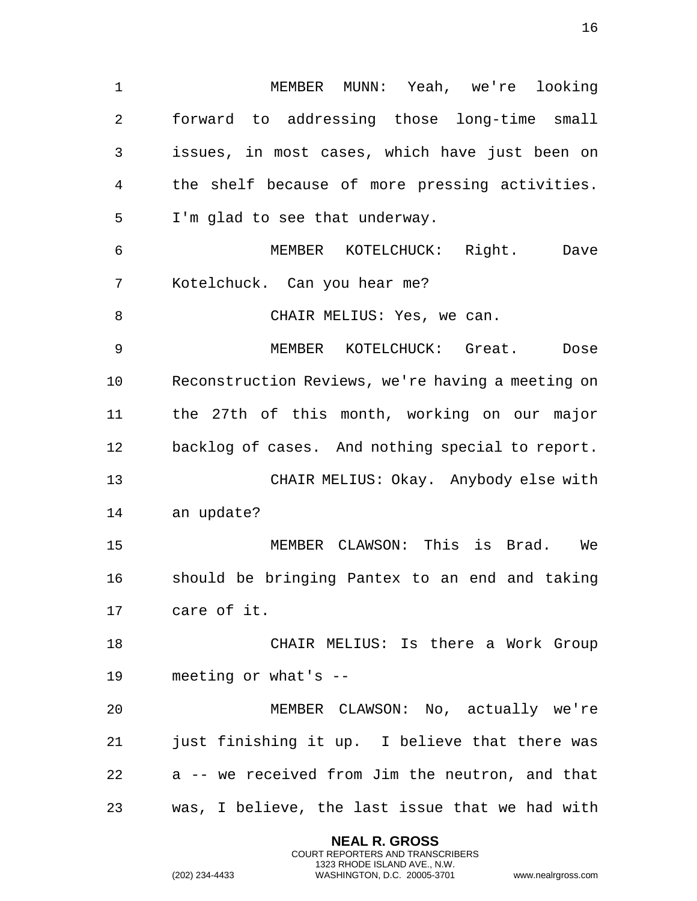MEMBER MUNN: Yeah, we're looking forward to addressing those long-time small issues, in most cases, which have just been on the shelf because of more pressing activities. I'm glad to see that underway.

MEMBER KOTELCHUCK: Right. Dave Kotelchuck. Can you hear me?

CHAIR MELIUS: Yes, we can.

MEMBER KOTELCHUCK: Great. Dose Reconstruction Reviews, we're having a meeting on the 27th of this month, working on our major backlog of cases. And nothing special to report.

CHAIR MELIUS: Okay. Anybody else with an update?

MEMBER CLAWSON: This is Brad. We should be bringing Pantex to an end and taking care of it.

CHAIR MELIUS: Is there a Work Group meeting or what's --

MEMBER CLAWSON: No, actually we're just finishing it up. I believe that there was a -- we received from Jim the neutron, and that was, I believe, the last issue that we had with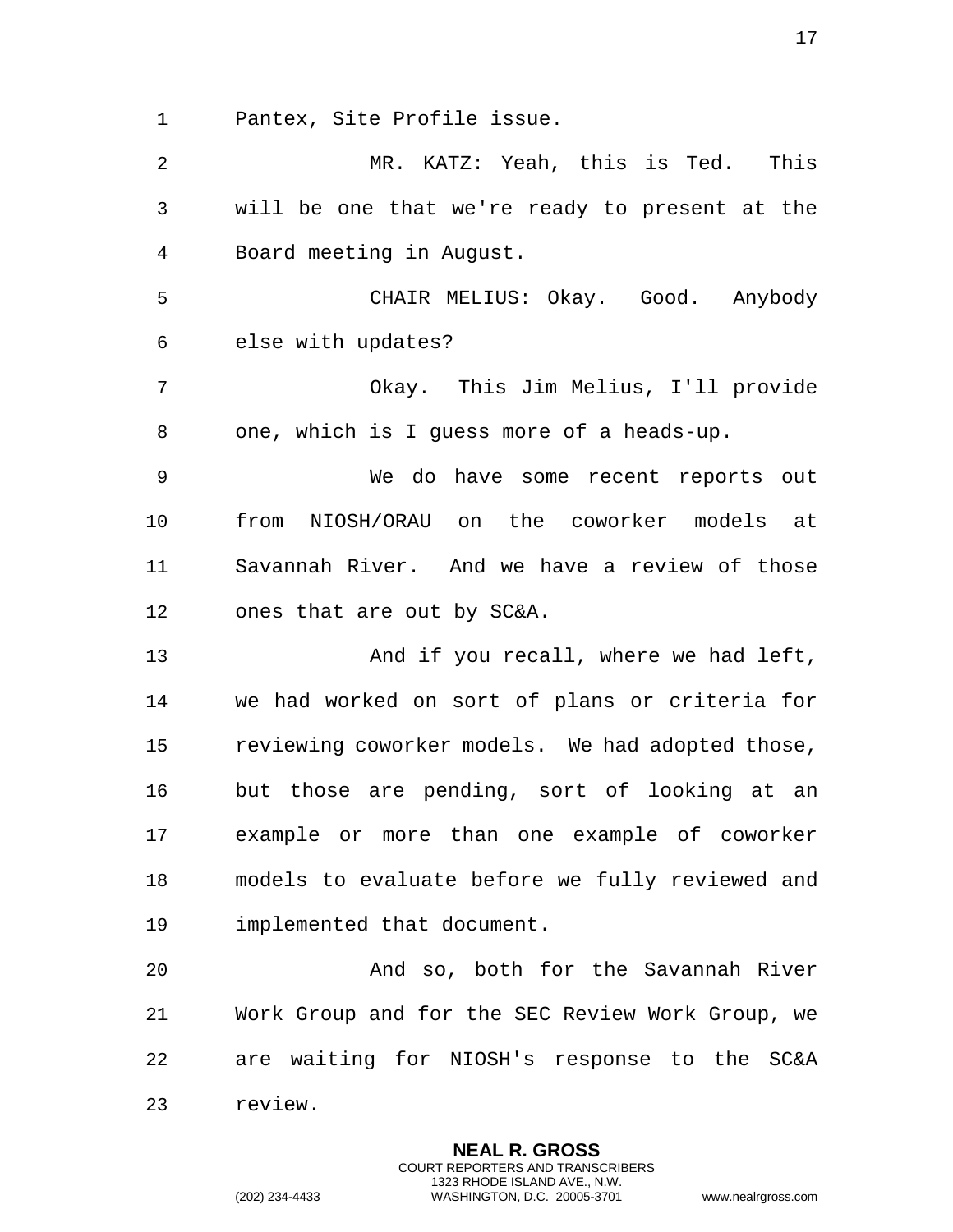Pantex, Site Profile issue.

MR. KATZ: Yeah, this is Ted. This will be one that we're ready to present at the Board meeting in August.

CHAIR MELIUS: Okay. Good. Anybody else with updates?

Okay. This Jim Melius, I'll provide one, which is I guess more of a heads-up.

We do have some recent reports out from NIOSH/ORAU on the coworker models at Savannah River. And we have a review of those ones that are out by SC&A.

And if you recall, where we had left, we had worked on sort of plans or criteria for reviewing coworker models. We had adopted those, but those are pending, sort of looking at an example or more than one example of coworker models to evaluate before we fully reviewed and implemented that document.

And so, both for the Savannah River Work Group and for the SEC Review Work Group, we are waiting for NIOSH's response to the SC&A review.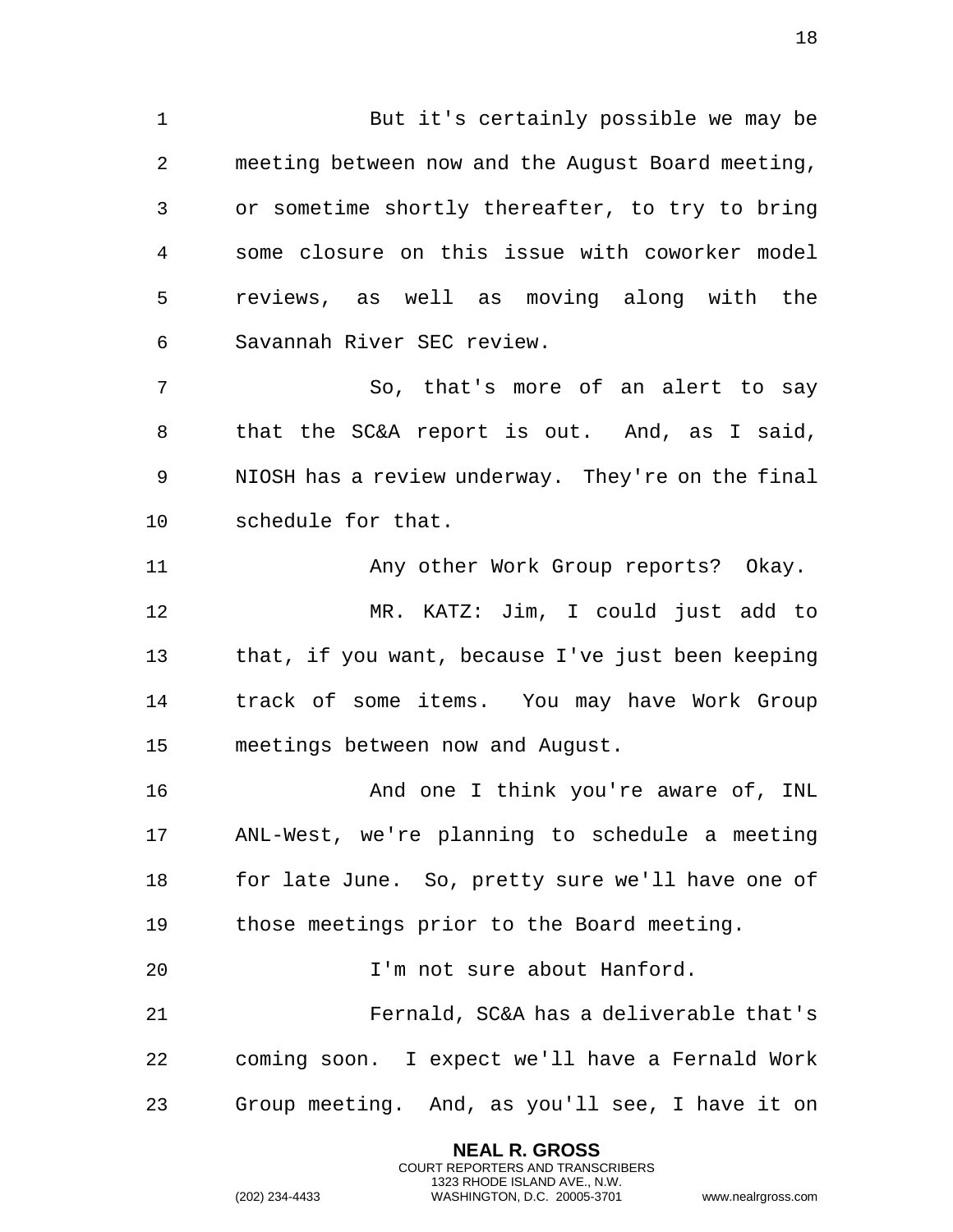But it's certainly possible we may be meeting between now and the August Board meeting, or sometime shortly thereafter, to try to bring some closure on this issue with coworker model reviews, as well as moving along with the Savannah River SEC review.

So, that's more of an alert to say that the SC&A report is out. And, as I said, NIOSH has a review underway. They're on the final schedule for that.

Any other Work Group reports? Okay.

MR. KATZ: Jim, I could just add to that, if you want, because I've just been keeping track of some items. You may have Work Group meetings between now and August.

And one I think you're aware of, INL ANL-West, we're planning to schedule a meeting for late June. So, pretty sure we'll have one of those meetings prior to the Board meeting.

I'm not sure about Hanford.

Fernald, SC&A has a deliverable that's coming soon. I expect we'll have a Fernald Work Group meeting. And, as you'll see, I have it on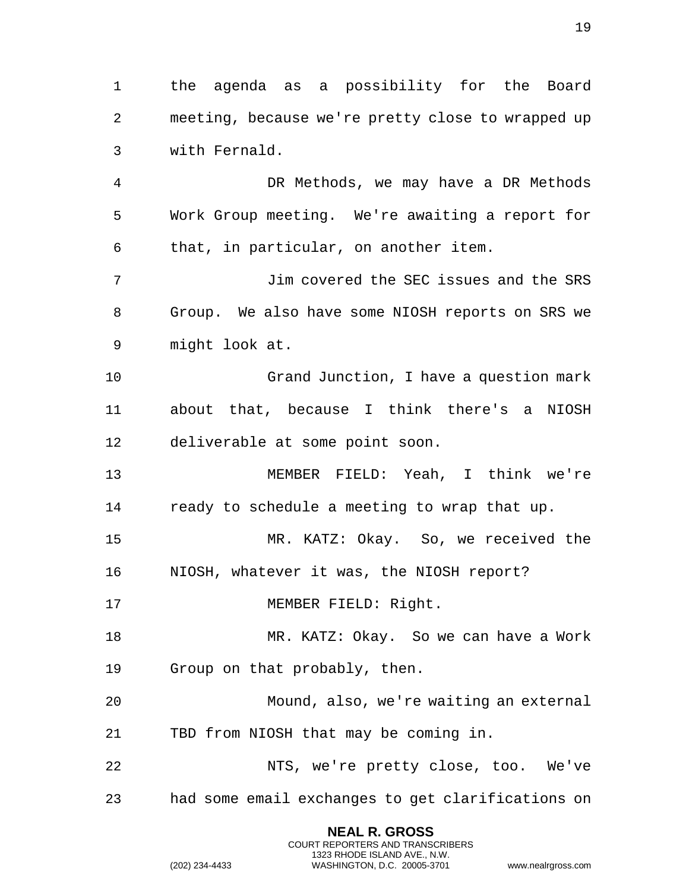the agenda as a possibility for the Board meeting, because we're pretty close to wrapped up with Fernald.

DR Methods, we may have a DR Methods Work Group meeting. We're awaiting a report for that, in particular, on another item.

Jim covered the SEC issues and the SRS Group. We also have some NIOSH reports on SRS we might look at.

Grand Junction, I have a question mark about that, because I think there's a NIOSH deliverable at some point soon.

MEMBER FIELD: Yeah, I think we're ready to schedule a meeting to wrap that up.

MR. KATZ: Okay. So, we received the NIOSH, whatever it was, the NIOSH report?

MEMBER FIELD: Right.

MR. KATZ: Okay. So we can have a Work Group on that probably, then.

Mound, also, we're waiting an external TBD from NIOSH that may be coming in.

NTS, we're pretty close, too. We've had some email exchanges to get clarifications on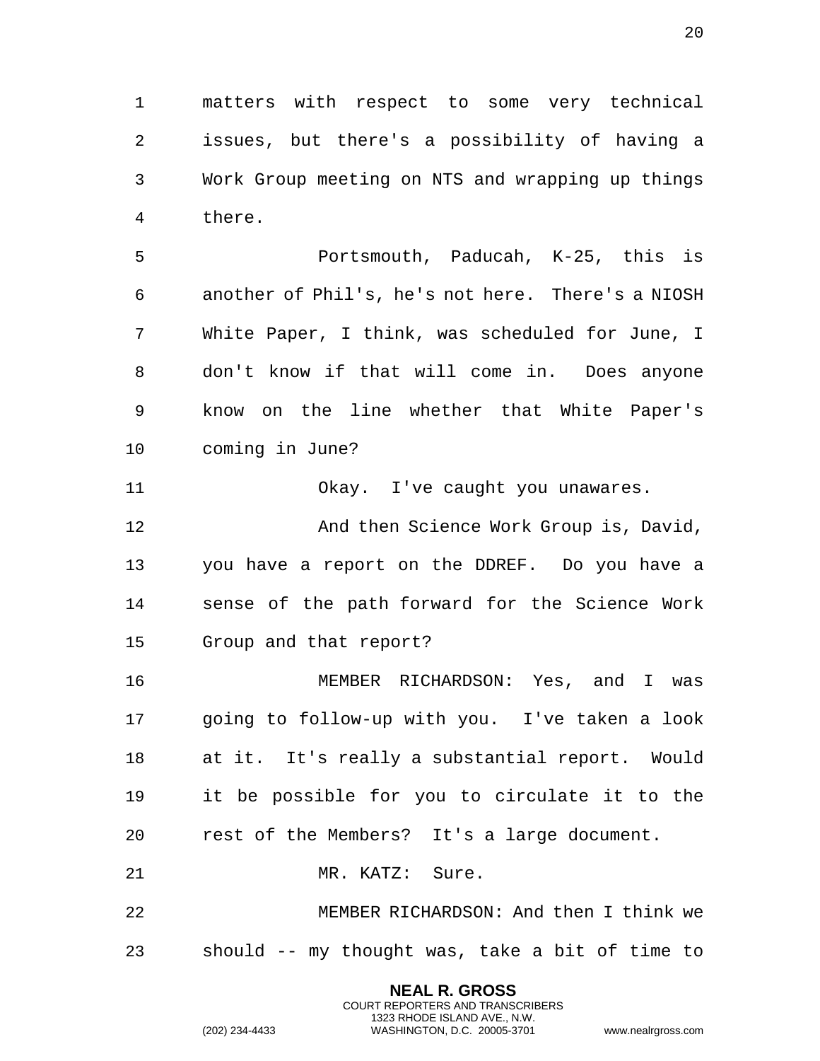matters with respect to some very technical issues, but there's a possibility of having a Work Group meeting on NTS and wrapping up things there.

Portsmouth, Paducah, K-25, this is another of Phil's, he's not here. There's a NIOSH White Paper, I think, was scheduled for June, I don't know if that will come in. Does anyone know on the line whether that White Paper's coming in June?

Okay. I've caught you unawares.

And then Science Work Group is, David, you have a report on the DDREF. Do you have a sense of the path forward for the Science Work Group and that report?

MEMBER RICHARDSON: Yes, and I was going to follow-up with you. I've taken a look at it. It's really a substantial report. Would it be possible for you to circulate it to the rest of the Members? It's a large document.

MR. KATZ: Sure.

MEMBER RICHARDSON: And then I think we should -- my thought was, take a bit of time to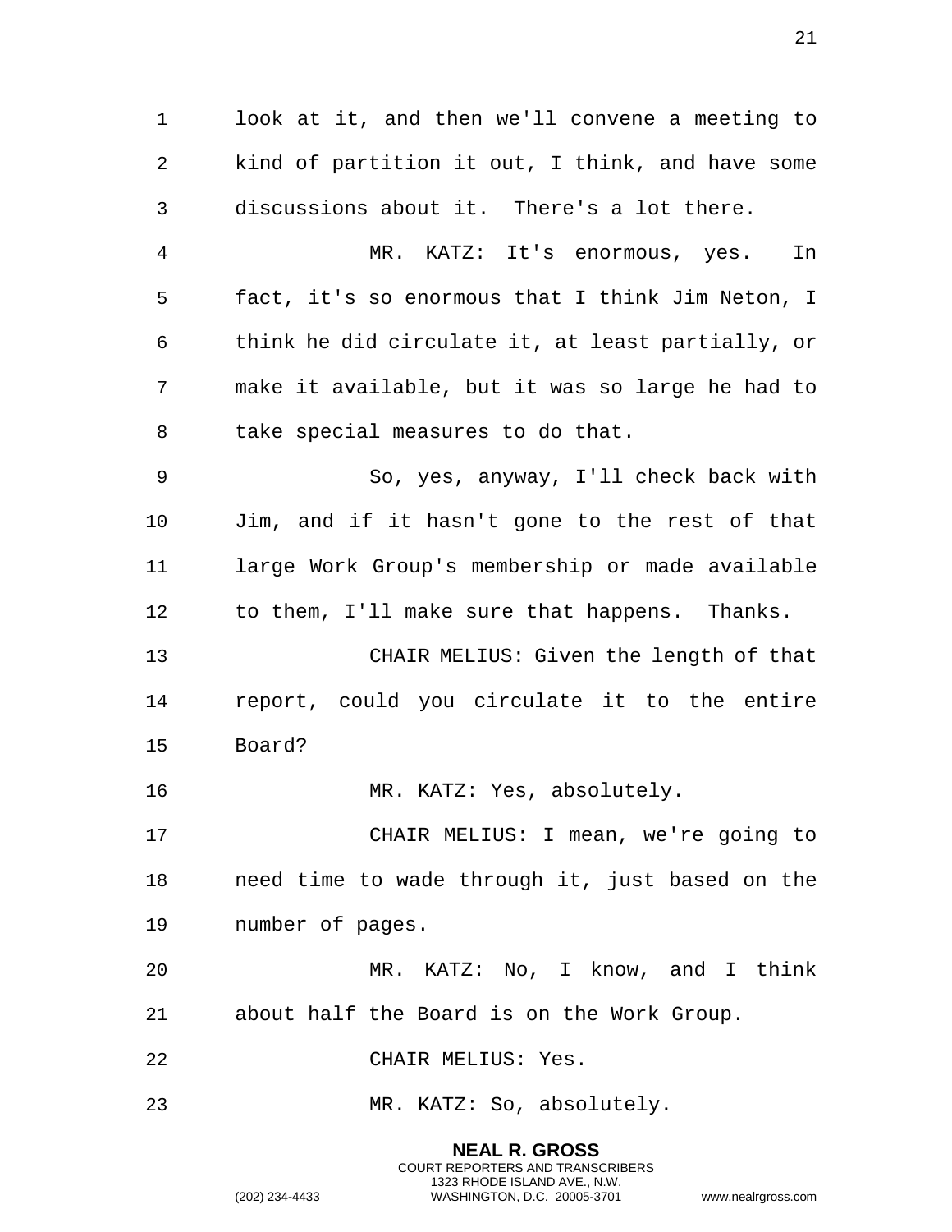look at it, and then we'll convene a meeting to kind of partition it out, I think, and have some discussions about it. There's a lot there.

MR. KATZ: It's enormous, yes. In fact, it's so enormous that I think Jim Neton, I think he did circulate it, at least partially, or make it available, but it was so large he had to take special measures to do that.

So, yes, anyway, I'll check back with Jim, and if it hasn't gone to the rest of that large Work Group's membership or made available to them, I'll make sure that happens. Thanks.

CHAIR MELIUS: Given the length of that report, could you circulate it to the entire Board?

MR. KATZ: Yes, absolutely.

CHAIR MELIUS: I mean, we're going to need time to wade through it, just based on the number of pages.

MR. KATZ: No, I know, and I think about half the Board is on the Work Group.

CHAIR MELIUS: Yes.

MR. KATZ: So, absolutely.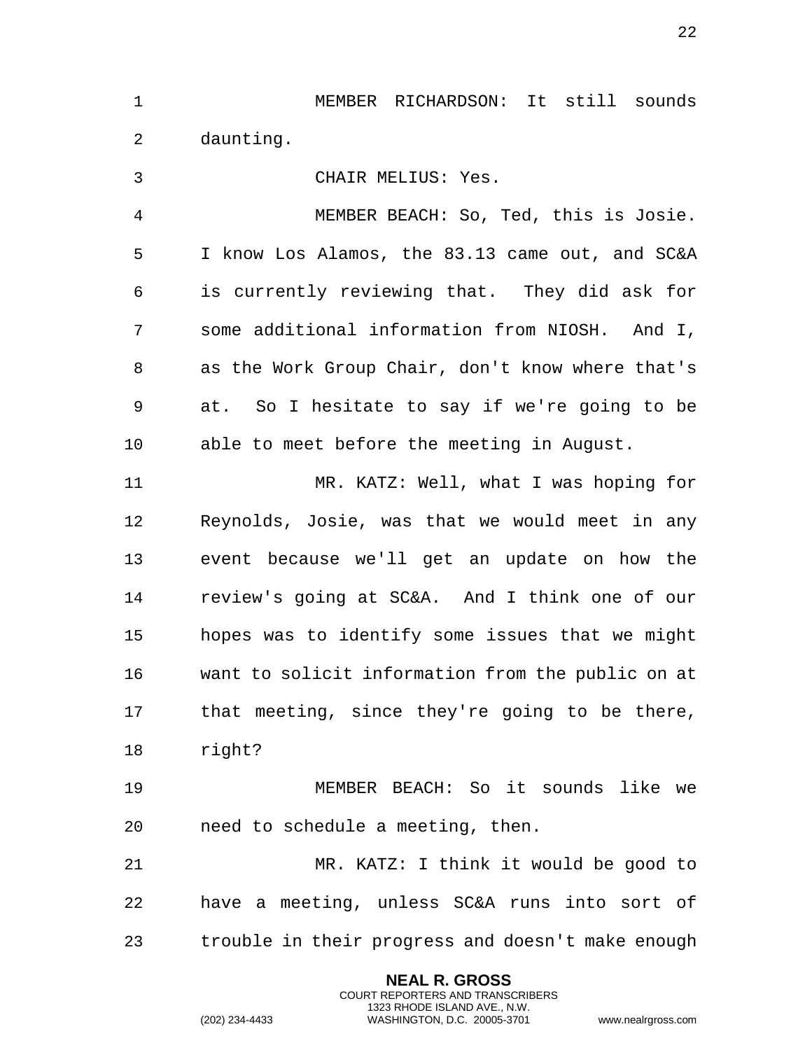MEMBER RICHARDSON: It still sounds daunting.

CHAIR MELIUS: Yes.

MEMBER BEACH: So, Ted, this is Josie. I know Los Alamos, the 83.13 came out, and SC&A is currently reviewing that. They did ask for some additional information from NIOSH. And I, as the Work Group Chair, don't know where that's at. So I hesitate to say if we're going to be able to meet before the meeting in August.

MR. KATZ: Well, what I was hoping for Reynolds, Josie, was that we would meet in any event because we'll get an update on how the review's going at SC&A. And I think one of our hopes was to identify some issues that we might want to solicit information from the public on at that meeting, since they're going to be there, right?

MEMBER BEACH: So it sounds like we need to schedule a meeting, then.

MR. KATZ: I think it would be good to have a meeting, unless SC&A runs into sort of trouble in their progress and doesn't make enough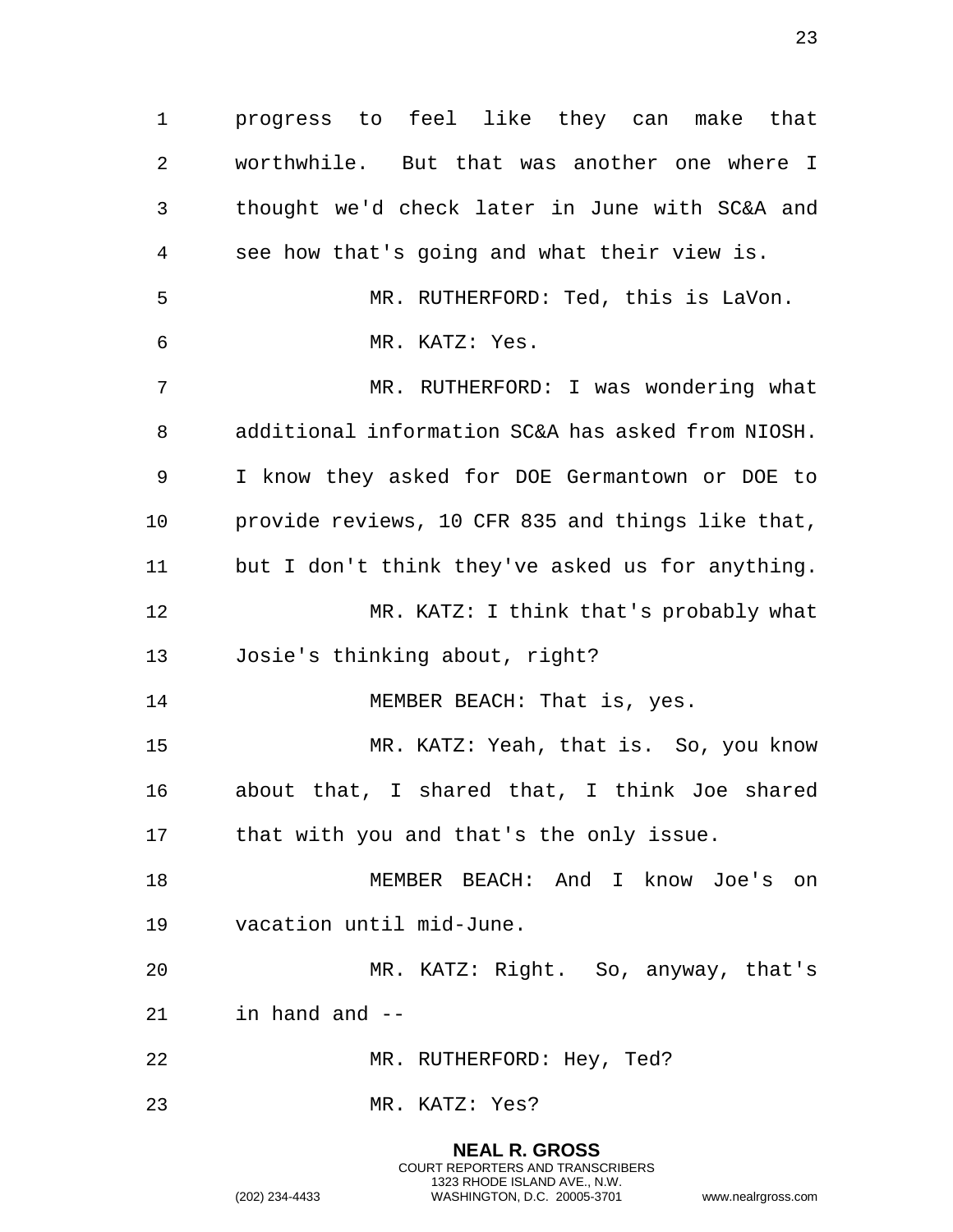progress to feel like they can make that worthwhile. But that was another one where I thought we'd check later in June with SC&A and see how that's going and what their view is.

MR. RUTHERFORD: Ted, this is LaVon.

MR. KATZ: Yes.

MR. RUTHERFORD: I was wondering what additional information SC&A has asked from NIOSH. I know they asked for DOE Germantown or DOE to provide reviews, 10 CFR 835 and things like that, but I don't think they've asked us for anything.

MR. KATZ: I think that's probably what Josie's thinking about, right?

MEMBER BEACH: That is, yes.

MR. KATZ: Yeah, that is. So, you know about that, I shared that, I think Joe shared that with you and that's the only issue.

MEMBER BEACH: And I know Joe's on vacation until mid-June.

MR. KATZ: Right. So, anyway, that's in hand and --

MR. RUTHERFORD: Hey, Ted?

MR. KATZ: Yes?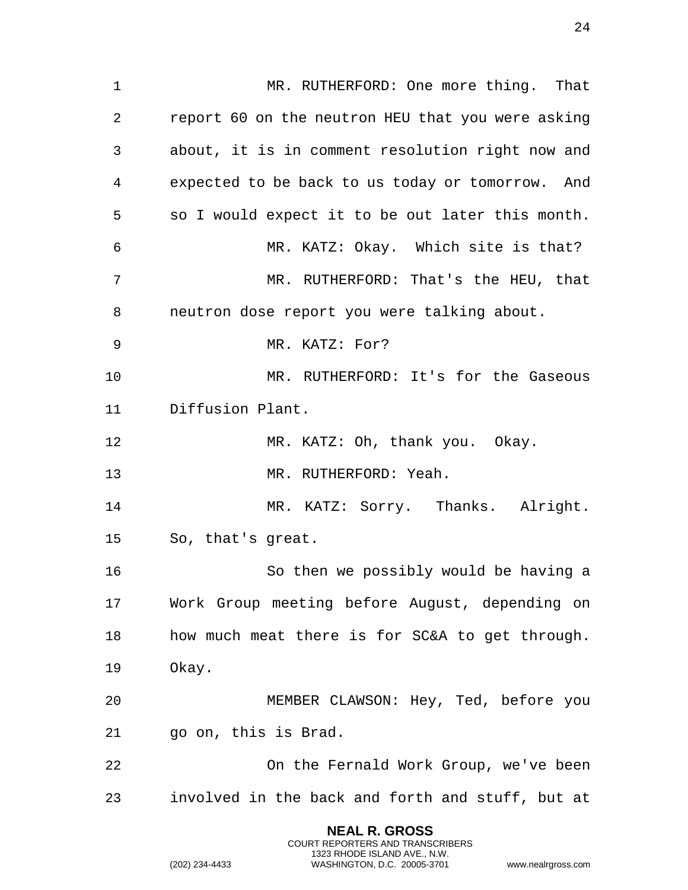MR. RUTHERFORD: One more thing. That report 60 on the neutron HEU that you were asking about, it is in comment resolution right now and expected to be back to us today or tomorrow. And so I would expect it to be out later this month.

MR. KATZ: Okay. Which site is that?

MR. RUTHERFORD: That's the HEU, that neutron dose report you were talking about.

MR. KATZ: For?

MR. RUTHERFORD: It's for the Gaseous Diffusion Plant.

MR. KATZ: Oh, thank you. Okay.

MR. RUTHERFORD: Yeah.

MR. KATZ: Sorry. Thanks. Alright. So, that's great.

So then we possibly would be having a Work Group meeting before August, depending on how much meat there is for SC&A to get through. Okay.

MEMBER CLAWSON: Hey, Ted, before you go on, this is Brad.

On the Fernald Work Group, we've been involved in the back and forth and stuff, but at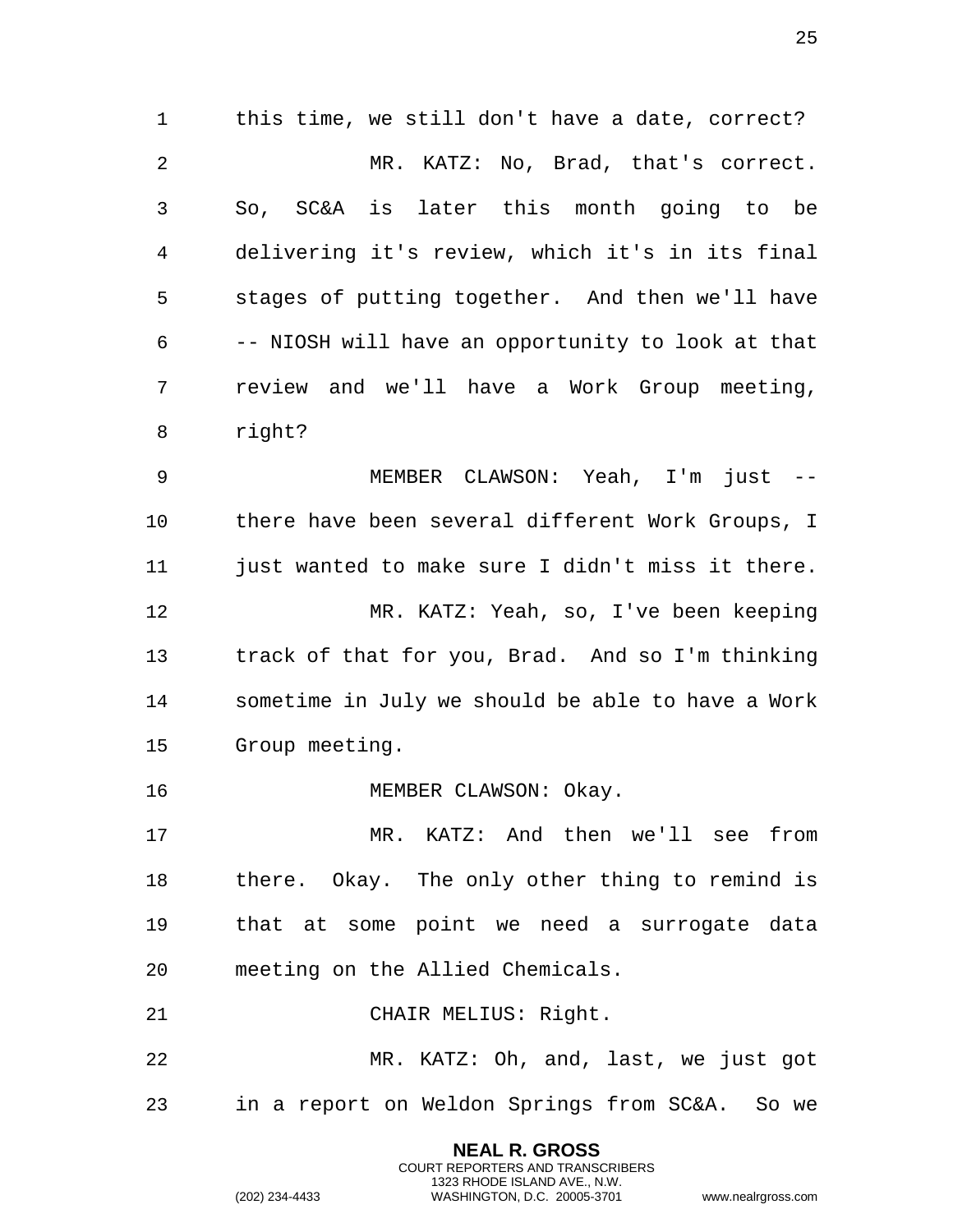this time, we still don't have a date, correct?

MR. KATZ: No, Brad, that's correct. So, SC&A is later this month going to be delivering it's review, which it's in its final stages of putting together. And then we'll have -- NIOSH will have an opportunity to look at that review and we'll have a Work Group meeting, right?

MEMBER CLAWSON: Yeah, I'm just -- there have been several different Work Groups, I just wanted to make sure I didn't miss it there.

MR. KATZ: Yeah, so, I've been keeping track of that for you, Brad. And so I'm thinking sometime in July we should be able to have a Work Group meeting.

MEMBER CLAWSON: Okay.

MR. KATZ: And then we'll see from there. Okay. The only other thing to remind is that at some point we need a surrogate data meeting on the Allied Chemicals.

CHAIR MELIUS: Right.

MR. KATZ: Oh, and, last, we just got in a report on Weldon Springs from SC&A. So we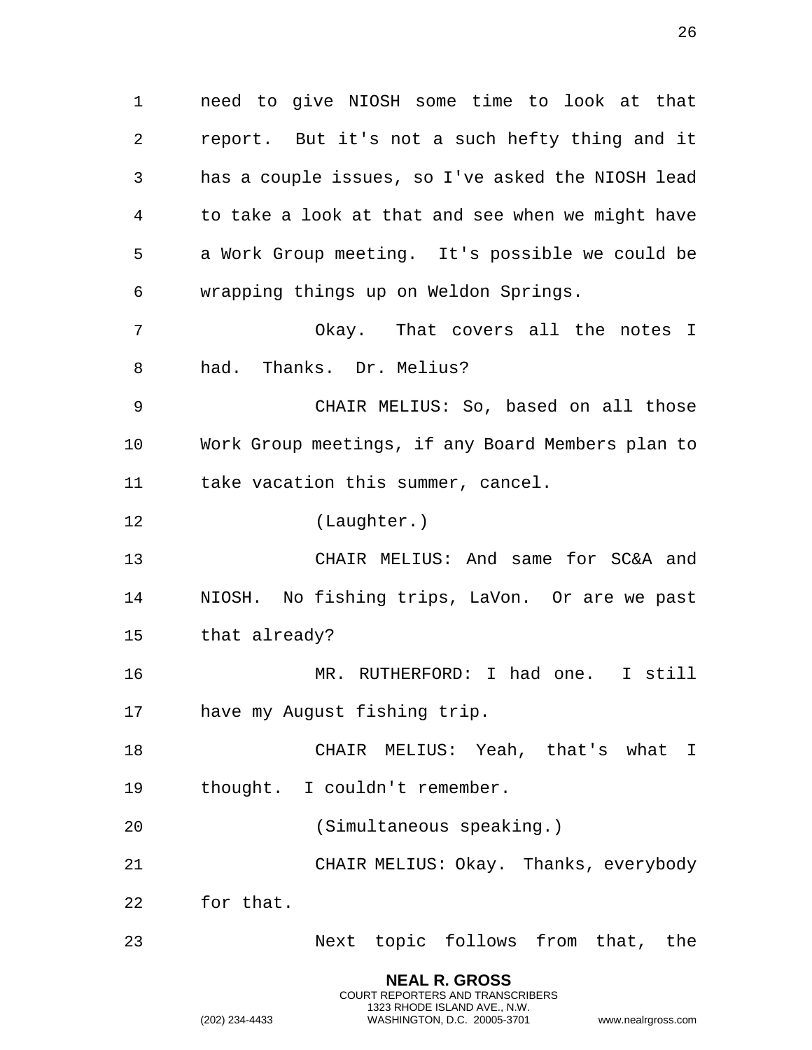need to give NIOSH some time to look at that report. But it's not a such hefty thing and it has a couple issues, so I've asked the NIOSH lead to take a look at that and see when we might have a Work Group meeting. It's possible we could be wrapping things up on Weldon Springs.

Okay. That covers all the notes I had. Thanks. Dr. Melius?

CHAIR MELIUS: So, based on all those Work Group meetings, if any Board Members plan to take vacation this summer, cancel.

(Laughter.)

CHAIR MELIUS: And same for SC&A and NIOSH. No fishing trips, LaVon. Or are we past that already?

MR. RUTHERFORD: I had one. I still have my August fishing trip.

CHAIR MELIUS: Yeah, that's what I thought. I couldn't remember.

(Simultaneous speaking.)

CHAIR MELIUS: Okay. Thanks, everybody for that.

Next topic follows from that, the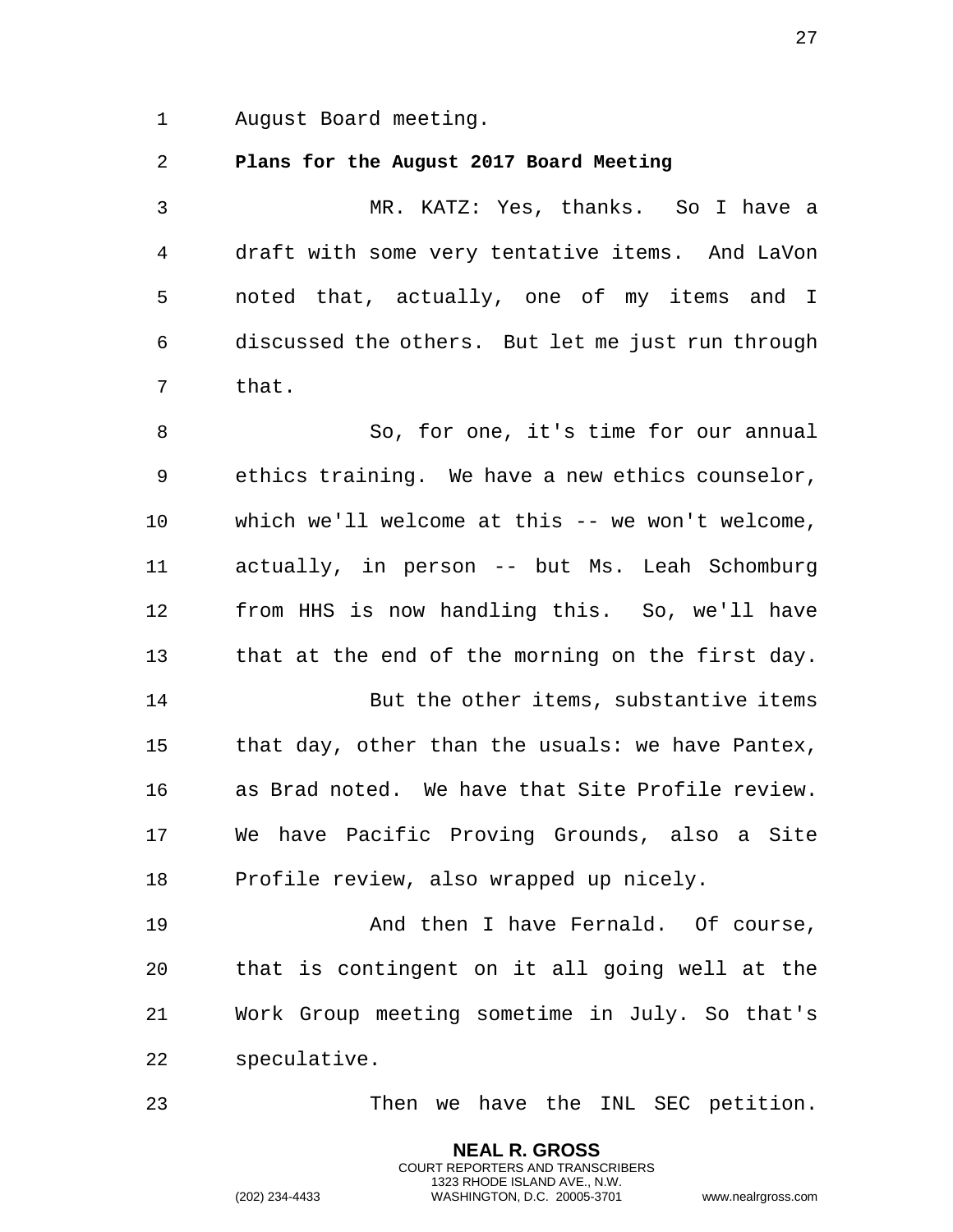August Board meeting.

**Plans for the August 2017 Board Meeting**

MR. KATZ: Yes, thanks. So I have a draft with some very tentative items. And LaVon noted that, actually, one of my items and I discussed the others. But let me just run through that.

So, for one, it's time for our annual ethics training. We have a new ethics counselor, which we'll welcome at this -- we won't welcome, actually, in person -- but Ms. Leah Schomburg from HHS is now handling this. So, we'll have that at the end of the morning on the first day.

But the other items, substantive items that day, other than the usuals: we have Pantex, as Brad noted. We have that Site Profile review. We have Pacific Proving Grounds, also a Site Profile review, also wrapped up nicely.

And then I have Fernald. Of course, that is contingent on it all going well at the Work Group meeting sometime in July. So that's speculative.

Then we have the INL SEC petition.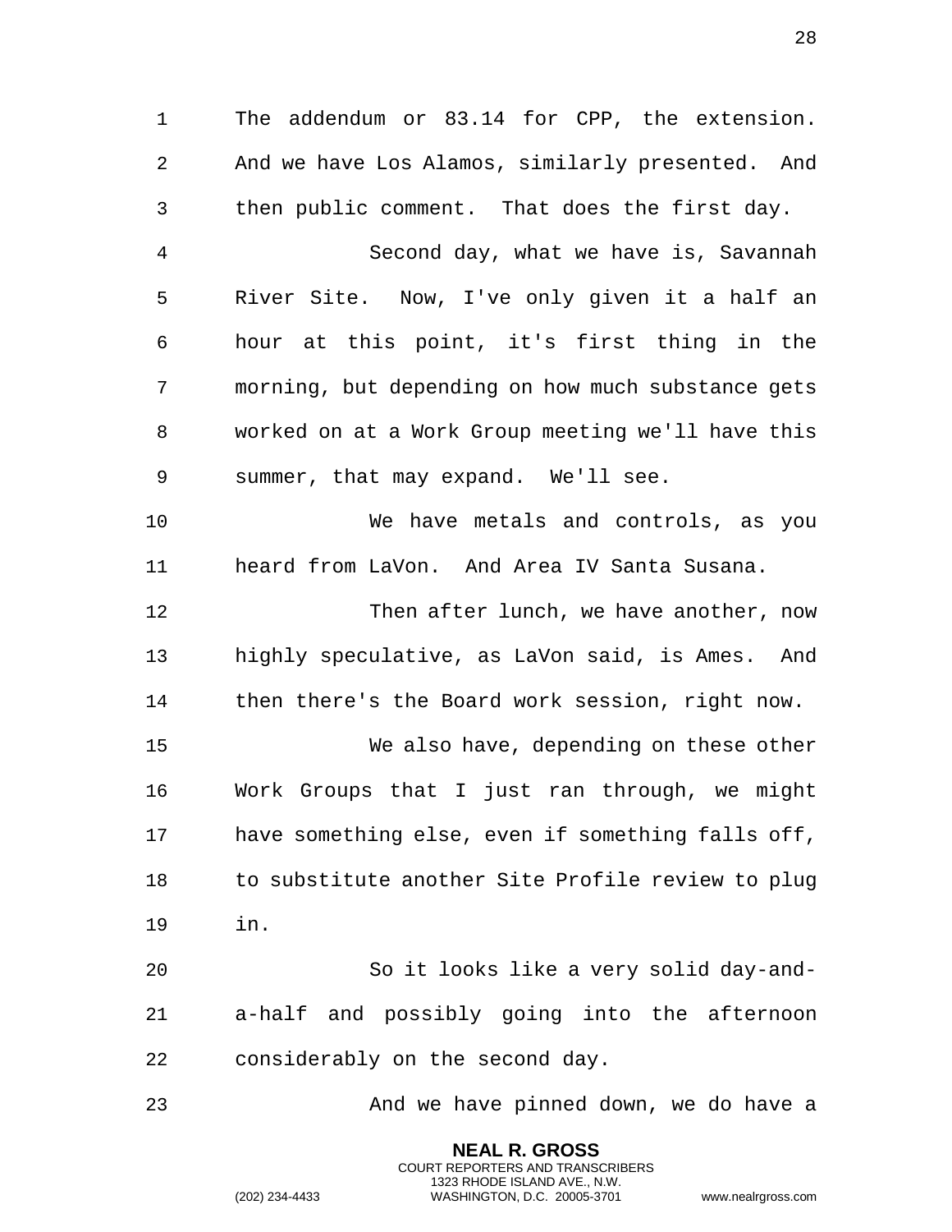The addendum or 83.14 for CPP, the extension. And we have Los Alamos, similarly presented. And then public comment. That does the first day.

Second day, what we have is, Savannah River Site. Now, I've only given it a half an hour at this point, it's first thing in the morning, but depending on how much substance gets worked on at a Work Group meeting we'll have this summer, that may expand. We'll see.

We have metals and controls, as you heard from LaVon. And Area IV Santa Susana.

Then after lunch, we have another, now highly speculative, as LaVon said, is Ames. And then there's the Board work session, right now.

We also have, depending on these other Work Groups that I just ran through, we might have something else, even if something falls off, to substitute another Site Profile review to plug in.

So it looks like a very solid day-and-a-half and possibly going into the afternoon considerably on the second day.

And we have pinned down, we do have a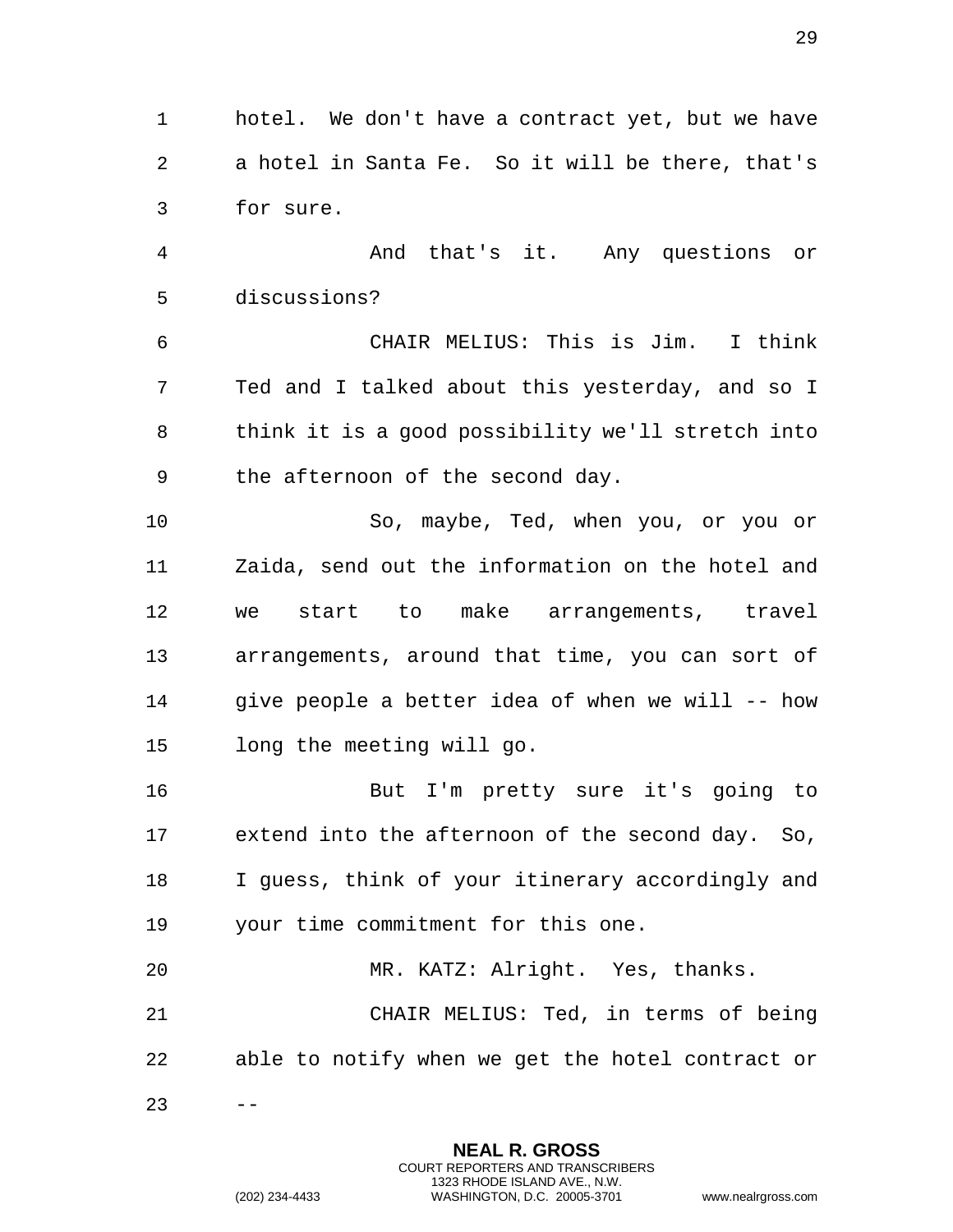hotel. We don't have a contract yet, but we have a hotel in Santa Fe. So it will be there, that's for sure.

And that's it. Any questions or discussions?

CHAIR MELIUS: This is Jim. I think Ted and I talked about this yesterday, and so I think it is a good possibility we'll stretch into the afternoon of the second day.

So, maybe, Ted, when you, or you or Zaida, send out the information on the hotel and we start to make arrangements, travel arrangements, around that time, you can sort of give people a better idea of when we will -- how long the meeting will go.

But I'm pretty sure it's going to extend into the afternoon of the second day. So, I guess, think of your itinerary accordingly and your time commitment for this one.

MR. KATZ: Alright. Yes, thanks.

CHAIR MELIUS: Ted, in terms of being able to notify when we get the hotel contract or --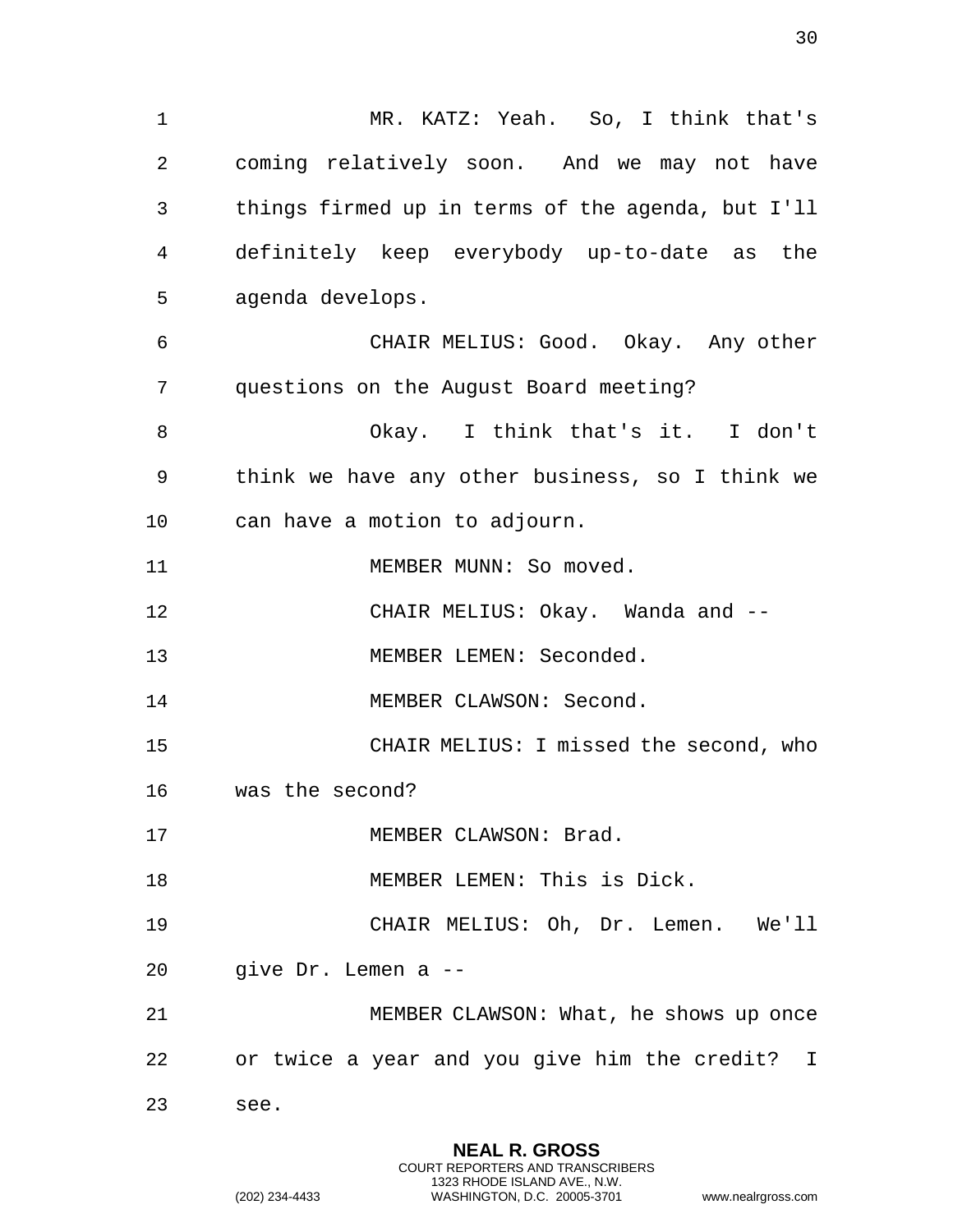MR. KATZ: Yeah. So, I think that's coming relatively soon. And we may not have things firmed up in terms of the agenda, but I'll definitely keep everybody up-to-date as the agenda develops.

CHAIR MELIUS: Good. Okay. Any other questions on the August Board meeting?

Okay. I think that's it. I don't think we have any other business, so I think we can have a motion to adjourn.

MEMBER MUNN: So moved.

CHAIR MELIUS: Okay. Wanda and --

MEMBER LEMEN: Seconded.

MEMBER CLAWSON: Second.

CHAIR MELIUS: I missed the second, who was the second?

MEMBER CLAWSON: Brad.

MEMBER LEMEN: This is Dick.

CHAIR MELIUS: Oh, Dr. Lemen. We'll give Dr. Lemen a --

MEMBER CLAWSON: What, he shows up once or twice a year and you give him the credit? I see.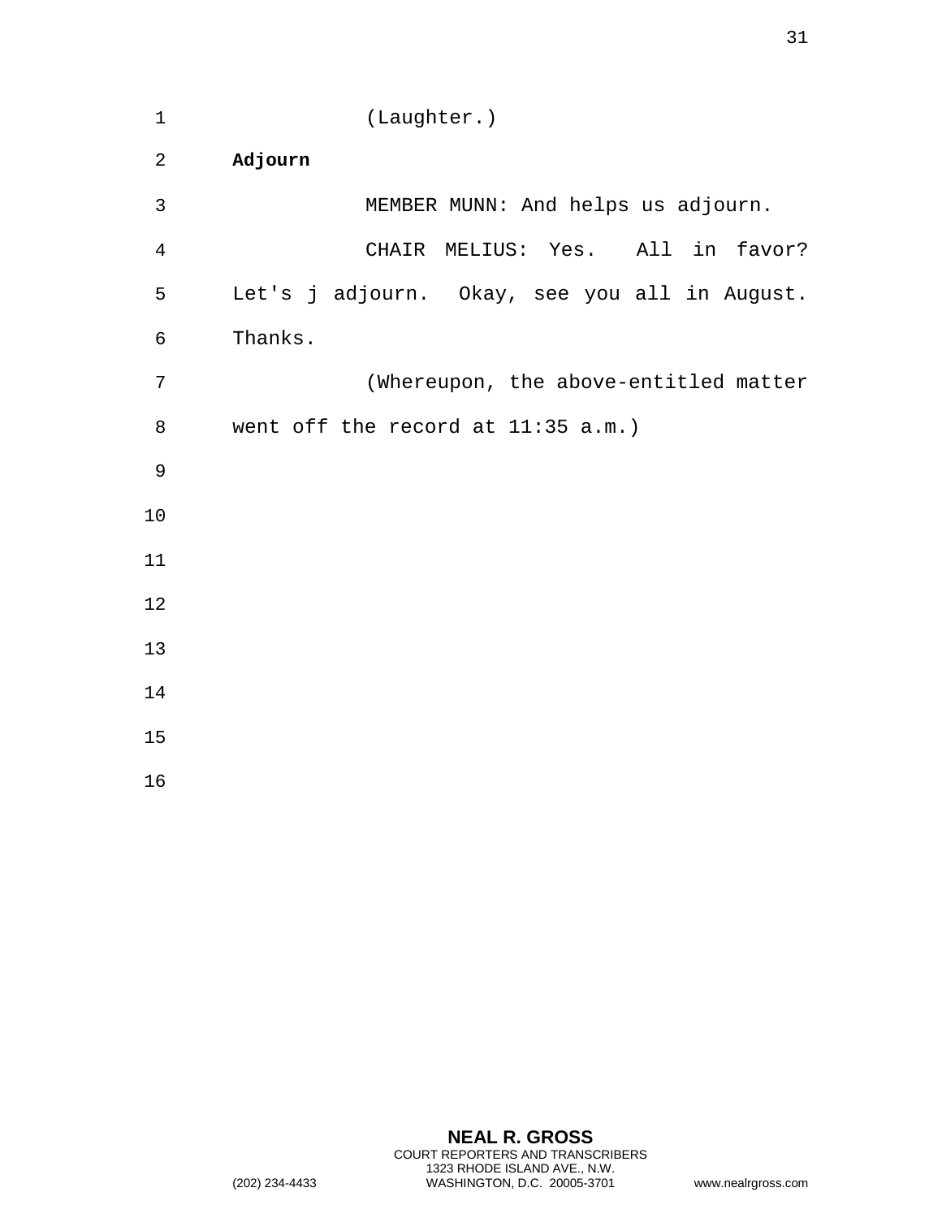(Laughter.)

**Adjourn**

MEMBER MUNN: And helps us adjourn.

CHAIR MELIUS: Yes. All in favor? Let's j adjourn. Okay, see you all in August. Thanks.

(Whereupon, the above-entitled matter went off the record at 11:35 a.m.)